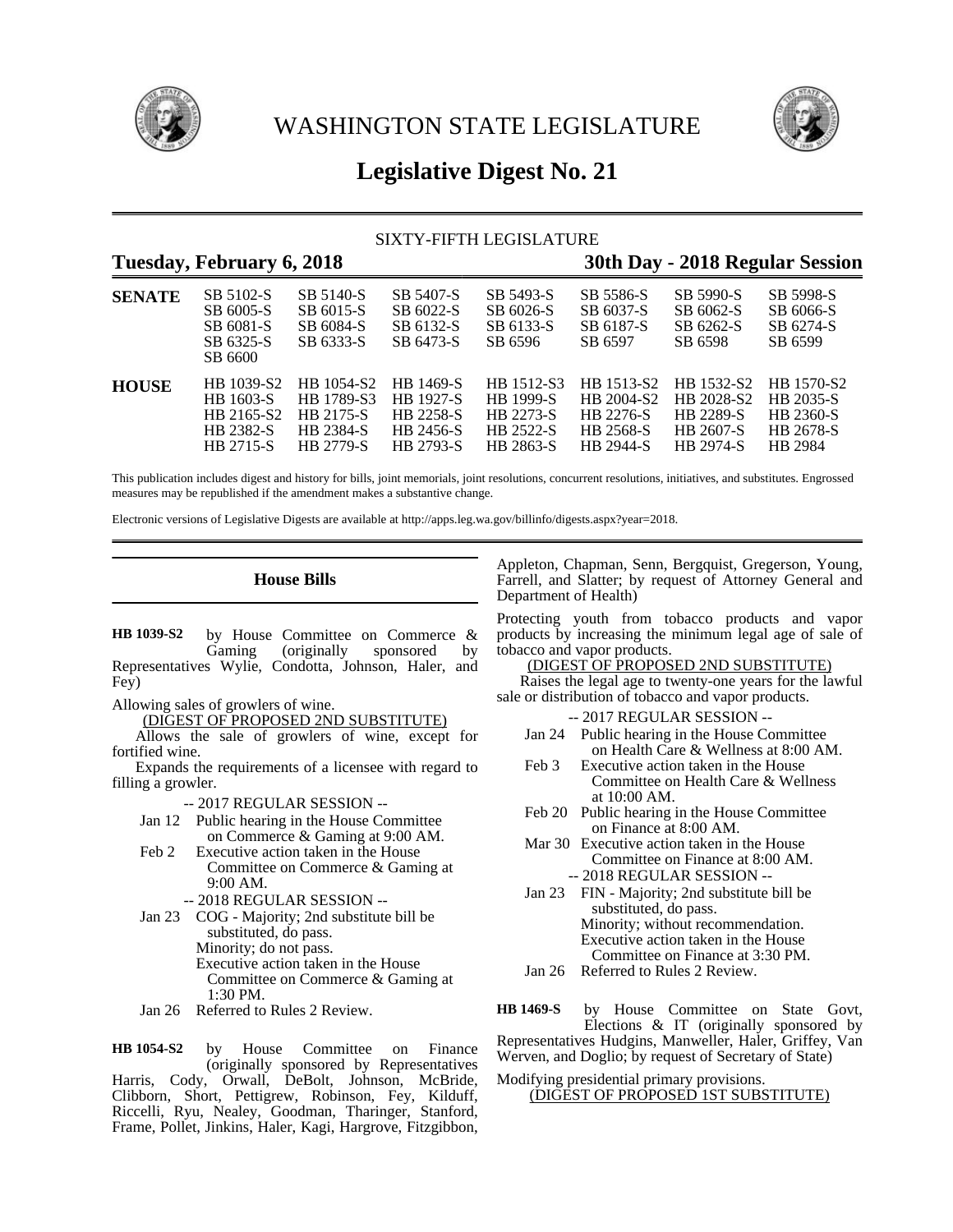# WASHINGTON STATE LEGISLATURE

## Legislative Digest No. 21

SIXTY-FIFTH LEGISLATURE

**Tuesday, February 6, 2018** **30th Day - 2018 Regular Session**

| | | | | | | | |
|---|---|---|---|---|---|---|---|
| **SENATE** | SB 5102-S | SB 5140-S | SB 5407-S | SB 5493-S | SB 5586-S | SB 5990-S | SB 5998-S |
| | SB 6005-S | SB 6015-S | SB 6022-S | SB 6026-S | SB 6037-S | SB 6062-S | SB 6066-S |
| | SB 6081-S | SB 6084-S | SB 6132-S | SB 6133-S | SB 6187-S | SB 6262-S | SB 6274-S |
| | SB 6325-S | SB 6333-S | SB 6473-S | SB 6596 | SB 6597 | SB 6598 | SB 6599 |
| | SB 6600 | | | | | | |
| **HOUSE** | HB 1039-S2 | HB 1054-S2 | HB 1469-S | HB 1512-S3 | HB 1513-S2 | HB 1532-S2 | HB 1570-S2 |
| | HB 1603-S | HB 1789-S3 | HB 1927-S | HB 1999-S | HB 2004-S2 | HB 2028-S2 | HB 2035-S |
| | HB 2165-S2 | HB 2175-S | HB 2258-S | HB 2273-S | HB 2276-S | HB 2289-S | HB 2360-S |
| | HB 2382-S | HB 2384-S | HB 2456-S | HB 2522-S | HB 2568-S | HB 2607-S | HB 2678-S |
| | HB 2715-S | HB 2779-S | HB 2793-S | HB 2863-S | HB 2944-S | HB 2974-S | HB 2984 |

This publication includes digest and history for bills, joint memorials, joint resolutions, concurrent resolutions, initiatives, and substitutes. Engrossed measures may be republished if the amendment makes a substantive change.

Electronic versions of Legislative Digests are available at http://apps.leg.wa.gov/billinfo/digests.aspx?year=2018.

## House Bills

**HB 1039-S2** by House Committee on Commerce & Gaming (originally sponsored by Representatives Wylie, Condotta, Johnson, Haler, and Fey)

Allowing sales of growlers of wine.

(DIGEST OF PROPOSED 2ND SUBSTITUTE)

Allows the sale of growlers of wine, except for fortified wine.

Expands the requirements of a licensee with regard to filling a growler.

-- 2017 REGULAR SESSION --

Jan 12 Public hearing in the House Committee on Commerce & Gaming at 9:00 AM.

Feb 2 Executive action taken in the House Committee on Commerce & Gaming at 9:00 AM.

-- 2018 REGULAR SESSION --

Jan 23 COG - Majority; 2nd substitute bill be substituted, do pass.
Minority; do not pass.
Executive action taken in the House Committee on Commerce & Gaming at 1:30 PM.

Jan 26 Referred to Rules 2 Review.

**HB 1054-S2** by House Committee on Finance (originally sponsored by Representatives Harris, Cody, Orwall, DeBolt, Johnson, McBride, Clibborn, Short, Pettigrew, Robinson, Fey, Kilduff, Riccelli, Ryu, Nealey, Goodman, Tharinger, Stanford, Frame, Pollet, Jinkins, Haler, Kagi, Hargrove, Fitzgibbon, Appleton, Chapman, Senn, Bergquist, Gregerson, Young, Farrell, and Slatter; by request of Attorney General and Department of Health)

Protecting youth from tobacco products and vapor products by increasing the minimum legal age of sale of tobacco and vapor products.

(DIGEST OF PROPOSED 2ND SUBSTITUTE)

Raises the legal age to twenty-one years for the lawful sale or distribution of tobacco and vapor products.

-- 2017 REGULAR SESSION --

Jan 24 Public hearing in the House Committee on Health Care & Wellness at 8:00 AM.

Feb 3 Executive action taken in the House Committee on Health Care & Wellness at 10:00 AM.

Feb 20 Public hearing in the House Committee on Finance at 8:00 AM.

Mar 30 Executive action taken in the House Committee on Finance at 8:00 AM.

-- 2018 REGULAR SESSION --

Jan 23 FIN - Majority; 2nd substitute bill be substituted, do pass.
Minority; without recommendation.
Executive action taken in the House Committee on Finance at 3:30 PM.

Jan 26 Referred to Rules 2 Review.

**HB 1469-S** by House Committee on State Govt, Elections & IT (originally sponsored by Representatives Hudgins, Manweller, Haler, Griffey, Van Werven, and Doglio; by request of Secretary of State)

Modifying presidential primary provisions.

(DIGEST OF PROPOSED 1ST SUBSTITUTE)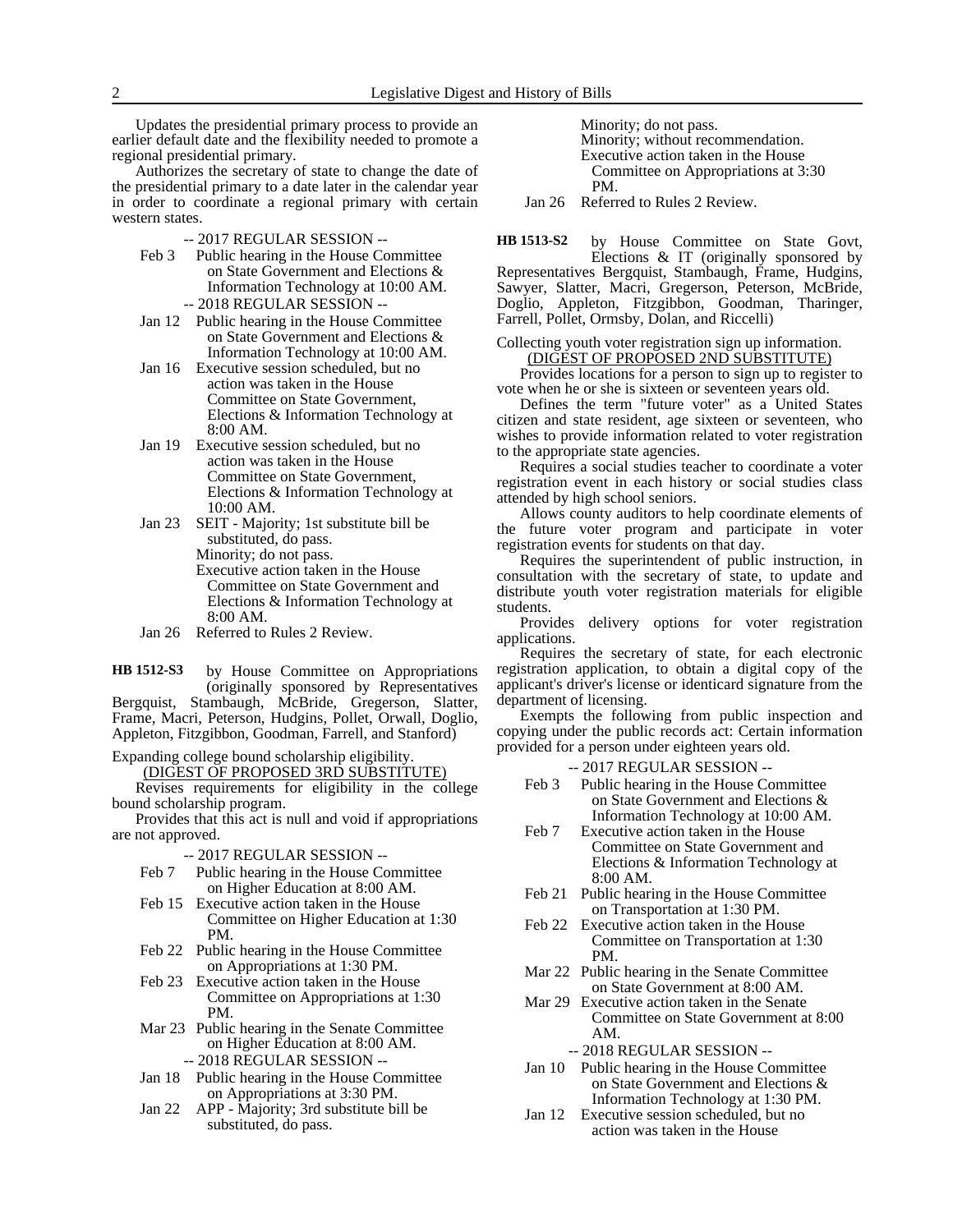Updates the presidential primary process to provide an earlier default date and the flexibility needed to promote a regional presidential primary.

Authorizes the secretary of state to change the date of the presidential primary to a date later in the calendar year in order to coordinate a regional primary with certain western states.

-- 2017 REGULAR SESSION --

- Feb 3 Public hearing in the House Committee on State Government and Elections & Information Technology at 10:00 AM.

-- 2018 REGULAR SESSION --

- Jan 12 Public hearing in the House Committee on State Government and Elections & Information Technology at 10:00 AM.
- Jan 16 Executive session scheduled, but no action was taken in the House Committee on State Government, Elections & Information Technology at 8:00 AM.
- Jan 19 Executive session scheduled, but no action was taken in the House Committee on State Government, Elections & Information Technology at 10:00 AM.
- Jan 23 SEIT - Majority; 1st substitute bill be substituted, do pass. Minority; do not pass. Executive action taken in the House Committee on State Government and Elections & Information Technology at 8:00 AM.
- Jan 26 Referred to Rules 2 Review.

**HB 1512-S3** by House Committee on Appropriations (originally sponsored by Representatives Bergquist, Stambaugh, McBride, Gregerson, Slatter, Frame, Macri, Peterson, Hudgins, Pollet, Orwall, Doglio, Appleton, Fitzgibbon, Goodman, Farrell, and Stanford)

Expanding college bound scholarship eligibility.

(DIGEST OF PROPOSED 3RD SUBSTITUTE)

Revises requirements for eligibility in the college bound scholarship program.

Provides that this act is null and void if appropriations are not approved.

-- 2017 REGULAR SESSION --

- Feb 7 Public hearing in the House Committee on Higher Education at 8:00 AM.
- Feb 15 Executive action taken in the House Committee on Higher Education at 1:30 PM.
- Feb 22 Public hearing in the House Committee on Appropriations at 1:30 PM.
- Feb 23 Executive action taken in the House Committee on Appropriations at 1:30 PM.
- Mar 23 Public hearing in the Senate Committee on Higher Education at 8:00 AM.

-- 2018 REGULAR SESSION --

- Jan 18 Public hearing in the House Committee on Appropriations at 3:30 PM.
- Jan 22 APP - Majority; 3rd substitute bill be substituted, do pass. Minority; do not pass. Minority; without recommendation. Executive action taken in the House Committee on Appropriations at 3:30 PM.
- Jan 26 Referred to Rules 2 Review.

**HB 1513-S2** by House Committee on State Govt, Elections & IT (originally sponsored by Representatives Bergquist, Stambaugh, Frame, Hudgins, Sawyer, Slatter, Macri, Gregerson, Peterson, McBride, Doglio, Appleton, Fitzgibbon, Goodman, Tharinger, Farrell, Pollet, Ormsby, Dolan, and Riccelli)

Collecting youth voter registration sign up information.

(DIGEST OF PROPOSED 2ND SUBSTITUTE)

Provides locations for a person to sign up to register to vote when he or she is sixteen or seventeen years old.

Defines the term "future voter" as a United States citizen and state resident, age sixteen or seventeen, who wishes to provide information related to voter registration to the appropriate state agencies.

Requires a social studies teacher to coordinate a voter registration event in each history or social studies class attended by high school seniors.

Allows county auditors to help coordinate elements of the future voter program and participate in voter registration events for students on that day.

Requires the superintendent of public instruction, in consultation with the secretary of state, to update and distribute youth voter registration materials for eligible students.

Provides delivery options for voter registration applications.

Requires the secretary of state, for each electronic registration application, to obtain a digital copy of the applicant's driver's license or identicard signature from the department of licensing.

Exempts the following from public inspection and copying under the public records act: Certain information provided for a person under eighteen years old.

-- 2017 REGULAR SESSION --

- Feb 3 Public hearing in the House Committee on State Government and Elections & Information Technology at 10:00 AM.
- Feb 7 Executive action taken in the House Committee on State Government and Elections & Information Technology at 8:00 AM.
- Feb 21 Public hearing in the House Committee on Transportation at 1:30 PM.
- Feb 22 Executive action taken in the House Committee on Transportation at 1:30 PM.
- Mar 22 Public hearing in the Senate Committee on State Government at 8:00 AM.
- Mar 29 Executive action taken in the Senate Committee on State Government at 8:00 AM.

-- 2018 REGULAR SESSION --

- Jan 10 Public hearing in the House Committee on State Government and Elections & Information Technology at 1:30 PM.
- Jan 12 Executive session scheduled, but no action was taken in the House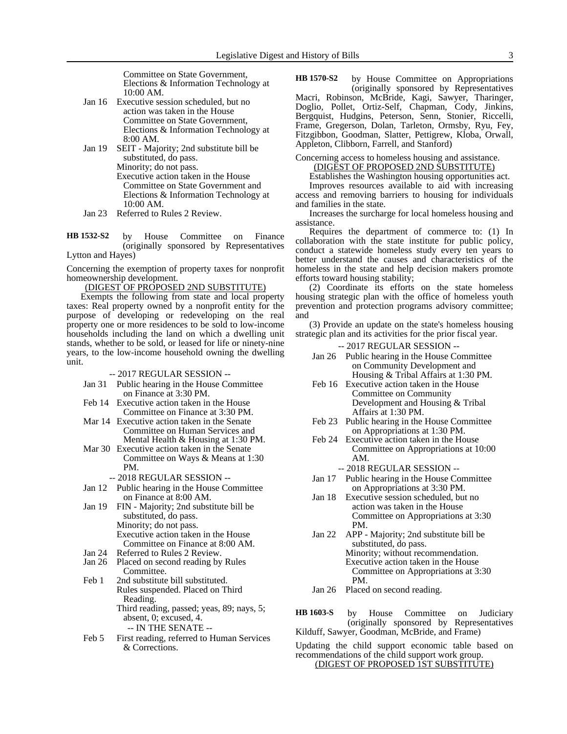Committee on State Government, Elections & Information Technology at 10:00 AM.

- Jan 16 Executive session scheduled, but no action was taken in the House Committee on State Government, Elections & Information Technology at 8:00 AM.
- Jan 19 SEIT - Majority; 2nd substitute bill be substituted, do pass.
  Minority; do not pass.
  Executive action taken in the House Committee on State Government and Elections & Information Technology at 10:00 AM.
- Jan 23 Referred to Rules 2 Review.

**HB 1532-S2** by House Committee on Finance (originally sponsored by Representatives Lytton and Hayes)

Concerning the exemption of property taxes for nonprofit homeownership development.

(DIGEST OF PROPOSED 2ND SUBSTITUTE)

Exempts the following from state and local property taxes: Real property owned by a nonprofit entity for the purpose of developing or redeveloping on the real property one or more residences to be sold to low-income households including the land on which a dwelling unit stands, whether to be sold, or leased for life or ninety-nine years, to the low-income household owning the dwelling unit.

-- 2017 REGULAR SESSION --

- Jan 31 Public hearing in the House Committee on Finance at 3:30 PM.
- Feb 14 Executive action taken in the House Committee on Finance at 3:30 PM.
- Mar 14 Executive action taken in the Senate Committee on Human Services and Mental Health & Housing at 1:30 PM.
- Mar 30 Executive action taken in the Senate Committee on Ways & Means at 1:30 PM.

-- 2018 REGULAR SESSION --

- Jan 12 Public hearing in the House Committee on Finance at 8:00 AM.
- Jan 19 FIN - Majority; 2nd substitute bill be substituted, do pass.
  Minority; do not pass.
  Executive action taken in the House Committee on Finance at 8:00 AM.
- Jan 24 Referred to Rules 2 Review.
- Jan 26 Placed on second reading by Rules Committee.
- Feb 1 2nd substitute bill substituted.
  Rules suspended. Placed on Third Reading.
  Third reading, passed; yeas, 89; nays, 5; absent, 0; excused, 4.

-- IN THE SENATE --

- Feb 5 First reading, referred to Human Services & Corrections.

**HB 1570-S2** by House Committee on Appropriations (originally sponsored by Representatives Macri, Robinson, McBride, Kagi, Sawyer, Tharinger, Doglio, Pollet, Ortiz-Self, Chapman, Cody, Jinkins, Bergquist, Hudgins, Peterson, Senn, Stonier, Riccelli, Frame, Gregerson, Dolan, Tarleton, Ormsby, Ryu, Fey, Fitzgibbon, Goodman, Slatter, Pettigrew, Kloba, Orwall, Appleton, Clibborn, Farrell, and Stanford)

Concerning access to homeless housing and assistance.

(DIGEST OF PROPOSED 2ND SUBSTITUTE)

Establishes the Washington housing opportunities act.

Improves resources available to aid with increasing access and removing barriers to housing for individuals and families in the state.

Increases the surcharge for local homeless housing and assistance.

Requires the department of commerce to: (1) In collaboration with the state institute for public policy, conduct a statewide homeless study every ten years to better understand the causes and characteristics of the homeless in the state and help decision makers promote efforts toward housing stability;

(2) Coordinate its efforts on the state homeless housing strategic plan with the office of homeless youth prevention and protection programs advisory committee; and

(3) Provide an update on the state's homeless housing strategic plan and its activities for the prior fiscal year.

-- 2017 REGULAR SESSION --

- Jan 26 Public hearing in the House Committee on Community Development and Housing & Tribal Affairs at 1:30 PM.
- Feb 16 Executive action taken in the House Committee on Community Development and Housing & Tribal Affairs at 1:30 PM.
- Feb 23 Public hearing in the House Committee on Appropriations at 1:30 PM.
- Feb 24 Executive action taken in the House Committee on Appropriations at 10:00 AM.

-- 2018 REGULAR SESSION --

- Jan 17 Public hearing in the House Committee on Appropriations at 3:30 PM.
- Jan 18 Executive session scheduled, but no action was taken in the House Committee on Appropriations at 3:30 PM.
- Jan 22 APP - Majority; 2nd substitute bill be substituted, do pass.
  Minority; without recommendation.
  Executive action taken in the House Committee on Appropriations at 3:30 PM.
- Jan 26 Placed on second reading.

**HB 1603-S** by House Committee on Judiciary (originally sponsored by Representatives Kilduff, Sawyer, Goodman, McBride, and Frame)

Updating the child support economic table based on recommendations of the child support work group.

(DIGEST OF PROPOSED 1ST SUBSTITUTE)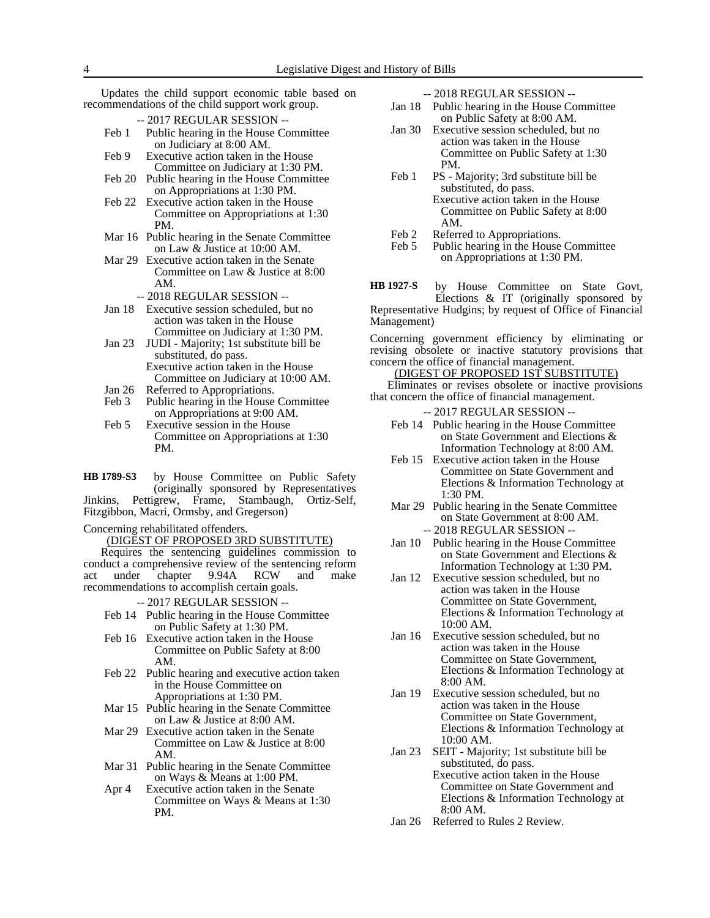Updates the child support economic table based on recommendations of the child support work group.

-- 2017 REGULAR SESSION --

- Feb 1 Public hearing in the House Committee on Judiciary at 8:00 AM.
- Feb 9 Executive action taken in the House Committee on Judiciary at 1:30 PM.
- Feb 20 Public hearing in the House Committee on Appropriations at 1:30 PM.
- Feb 22 Executive action taken in the House Committee on Appropriations at 1:30 PM.
- Mar 16 Public hearing in the Senate Committee on Law & Justice at 10:00 AM.
- Mar 29 Executive action taken in the Senate Committee on Law & Justice at 8:00 AM.

-- 2018 REGULAR SESSION --

- Jan 18 Executive session scheduled, but no action was taken in the House Committee on Judiciary at 1:30 PM.
- Jan 23 JUDI - Majority; 1st substitute bill be substituted, do pass.
  Executive action taken in the House Committee on Judiciary at 10:00 AM.
- Jan 26 Referred to Appropriations.
- Feb 3 Public hearing in the House Committee on Appropriations at 9:00 AM.
- Feb 5 Executive session in the House Committee on Appropriations at 1:30 PM.

**HB 1789-S3** by House Committee on Public Safety (originally sponsored by Representatives Jinkins, Pettigrew, Frame, Stambaugh, Ortiz-Self, Fitzgibbon, Macri, Ormsby, and Gregerson)

Concerning rehabilitated offenders.

(DIGEST OF PROPOSED 3RD SUBSTITUTE)

Requires the sentencing guidelines commission to conduct a comprehensive review of the sentencing reform act under chapter 9.94A RCW and make recommendations to accomplish certain goals.

-- 2017 REGULAR SESSION --

- Feb 14 Public hearing in the House Committee on Public Safety at 1:30 PM.
- Feb 16 Executive action taken in the House Committee on Public Safety at 8:00 AM.
- Feb 22 Public hearing and executive action taken in the House Committee on Appropriations at 1:30 PM.
- Mar 15 Public hearing in the Senate Committee on Law & Justice at 8:00 AM.
- Mar 29 Executive action taken in the Senate Committee on Law & Justice at 8:00 AM.
- Mar 31 Public hearing in the Senate Committee on Ways & Means at 1:00 PM.
- Apr 4 Executive action taken in the Senate Committee on Ways & Means at 1:30 PM.

-- 2018 REGULAR SESSION --

- Jan 18 Public hearing in the House Committee on Public Safety at 8:00 AM.
- Jan 30 Executive session scheduled, but no action was taken in the House Committee on Public Safety at 1:30 PM.
- Feb 1 PS - Majority; 3rd substitute bill be substituted, do pass.
  Executive action taken in the House Committee on Public Safety at 8:00 AM.
- Feb 2 Referred to Appropriations.
- Feb 5 Public hearing in the House Committee on Appropriations at 1:30 PM.

**HB 1927-S** by House Committee on State Govt, Elections & IT (originally sponsored by Representative Hudgins; by request of Office of Financial Management)

Concerning government efficiency by eliminating or revising obsolete or inactive statutory provisions that concern the office of financial management.

(DIGEST OF PROPOSED 1ST SUBSTITUTE)

Eliminates or revises obsolete or inactive provisions that concern the office of financial management.

-- 2017 REGULAR SESSION --

- Feb 14 Public hearing in the House Committee on State Government and Elections & Information Technology at 8:00 AM.
- Feb 15 Executive action taken in the House Committee on State Government and Elections & Information Technology at 1:30 PM.
- Mar 29 Public hearing in the Senate Committee on State Government at 8:00 AM.

-- 2018 REGULAR SESSION --

- Jan 10 Public hearing in the House Committee on State Government and Elections & Information Technology at 1:30 PM.
- Jan 12 Executive session scheduled, but no action was taken in the House Committee on State Government, Elections & Information Technology at 10:00 AM.
- Jan 16 Executive session scheduled, but no action was taken in the House Committee on State Government, Elections & Information Technology at 8:00 AM.
- Jan 19 Executive session scheduled, but no action was taken in the House Committee on State Government, Elections & Information Technology at 10:00 AM.
- Jan 23 SEIT - Majority; 1st substitute bill be substituted, do pass.
  Executive action taken in the House Committee on State Government and Elections & Information Technology at 8:00 AM.
- Jan 26 Referred to Rules 2 Review.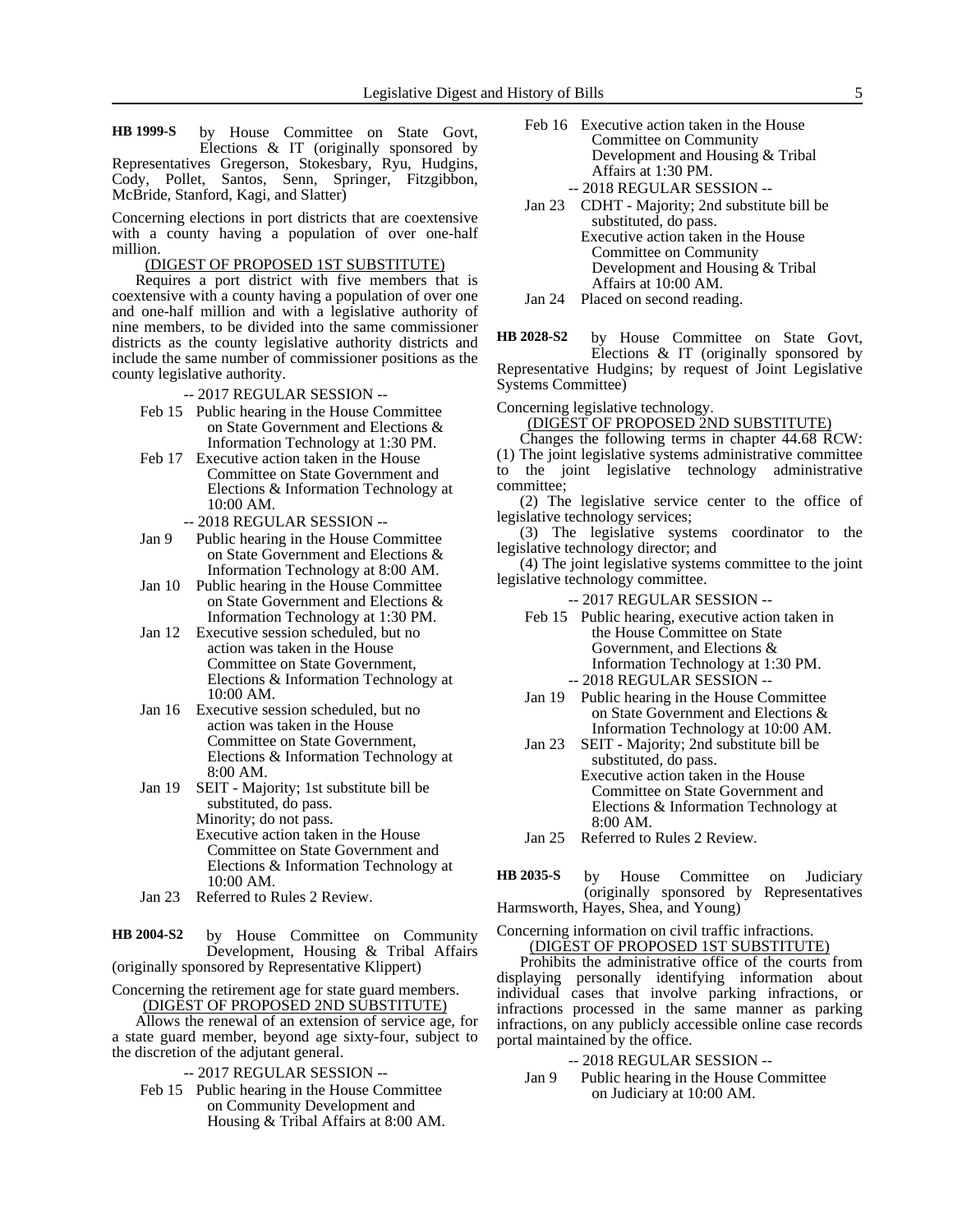**HB 1999-S** by House Committee on State Govt, Elections & IT (originally sponsored by Representatives Gregerson, Stokesbary, Ryu, Hudgins, Cody, Pollet, Santos, Senn, Springer, Fitzgibbon, McBride, Stanford, Kagi, and Slatter)

Concerning elections in port districts that are coextensive with a county having a population of over one-half million.

(DIGEST OF PROPOSED 1ST SUBSTITUTE)

Requires a port district with five members that is coextensive with a county having a population of over one and one-half million and with a legislative authority of nine members, to be divided into the same commissioner districts as the county legislative authority districts and include the same number of commissioner positions as the county legislative authority.

-- 2017 REGULAR SESSION --

- Feb 15 Public hearing in the House Committee on State Government and Elections & Information Technology at 1:30 PM.
- Feb 17 Executive action taken in the House Committee on State Government and Elections & Information Technology at 10:00 AM.

-- 2018 REGULAR SESSION --

- Jan 9 Public hearing in the House Committee on State Government and Elections & Information Technology at 8:00 AM.
- Jan 10 Public hearing in the House Committee on State Government and Elections & Information Technology at 1:30 PM.
- Jan 12 Executive session scheduled, but no action was taken in the House Committee on State Government, Elections & Information Technology at 10:00 AM.
- Jan 16 Executive session scheduled, but no action was taken in the House Committee on State Government, Elections & Information Technology at 8:00 AM.
- Jan 19 SEIT - Majority; 1st substitute bill be substituted, do pass. Minority; do not pass. Executive action taken in the House Committee on State Government and Elections & Information Technology at 10:00 AM.
- Jan 23 Referred to Rules 2 Review.

**HB 2004-S2** by House Committee on Community Development, Housing & Tribal Affairs (originally sponsored by Representative Klippert)

Concerning the retirement age for state guard members.

(DIGEST OF PROPOSED 2ND SUBSTITUTE)

Allows the renewal of an extension of service age, for a state guard member, beyond age sixty-four, subject to the discretion of the adjutant general.

-- 2017 REGULAR SESSION --

- Feb 15 Public hearing in the House Committee on Community Development and Housing & Tribal Affairs at 8:00 AM.
- Feb 16 Executive action taken in the House Committee on Community Development and Housing & Tribal Affairs at 1:30 PM.

-- 2018 REGULAR SESSION --

- Jan 23 CDHT - Majority; 2nd substitute bill be substituted, do pass. Executive action taken in the House Committee on Community Development and Housing & Tribal Affairs at 10:00 AM.
- Jan 24 Placed on second reading.

**HB 2028-S2** by House Committee on State Govt, Elections & IT (originally sponsored by Representative Hudgins; by request of Joint Legislative Systems Committee)

Concerning legislative technology.

(DIGEST OF PROPOSED 2ND SUBSTITUTE)

Changes the following terms in chapter 44.68 RCW:

(1) The joint legislative systems administrative committee to the joint legislative technology administrative committee;

(2) The legislative service center to the office of legislative technology services;

(3) The legislative systems coordinator to the legislative technology director; and

(4) The joint legislative systems committee to the joint legislative technology committee.

-- 2017 REGULAR SESSION --

- Feb 15 Public hearing, executive action taken in the House Committee on State Government, and Elections & Information Technology at 1:30 PM.

-- 2018 REGULAR SESSION --

- Jan 19 Public hearing in the House Committee on State Government and Elections & Information Technology at 10:00 AM.
- Jan 23 SEIT - Majority; 2nd substitute bill be substituted, do pass. Executive action taken in the House Committee on State Government and Elections & Information Technology at 8:00 AM.
- Jan 25 Referred to Rules 2 Review.

**HB 2035-S** by House Committee on Judiciary (originally sponsored by Representatives Harmsworth, Hayes, Shea, and Young)

Concerning information on civil traffic infractions.

(DIGEST OF PROPOSED 1ST SUBSTITUTE)

Prohibits the administrative office of the courts from displaying personally identifying information about individual cases that involve parking infractions, or infractions processed in the same manner as parking infractions, on any publicly accessible online case records portal maintained by the office.

-- 2018 REGULAR SESSION --

- Jan 9 Public hearing in the House Committee on Judiciary at 10:00 AM.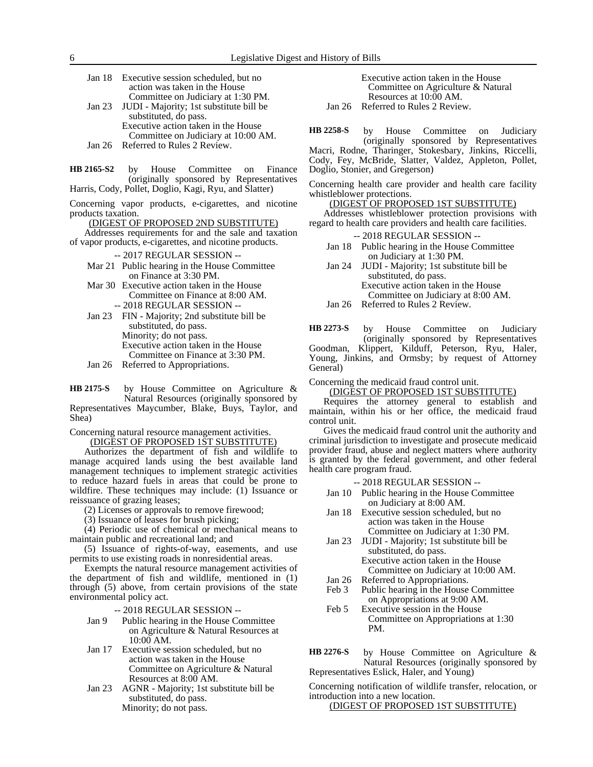Jan 18 Executive session scheduled, but no action was taken in the House Committee on Judiciary at 1:30 PM.
Jan 23 JUDI - Majority; 1st substitute bill be substituted, do pass.
Executive action taken in the House Committee on Judiciary at 10:00 AM.
Jan 26 Referred to Rules 2 Review.

**HB 2165-S2** by House Committee on Finance (originally sponsored by Representatives Harris, Cody, Pollet, Doglio, Kagi, Ryu, and Slatter)

Concerning vapor products, e-cigarettes, and nicotine products taxation.

(DIGEST OF PROPOSED 2ND SUBSTITUTE)

Addresses requirements for and the sale and taxation of vapor products, e-cigarettes, and nicotine products.

-- 2017 REGULAR SESSION --

Mar 21 Public hearing in the House Committee on Finance at 3:30 PM.
Mar 30 Executive action taken in the House Committee on Finance at 8:00 AM.

-- 2018 REGULAR SESSION --

Jan 23 FIN - Majority; 2nd substitute bill be substituted, do pass.
Minority; do not pass.
Executive action taken in the House Committee on Finance at 3:30 PM.
Jan 26 Referred to Appropriations.

**HB 2175-S** by House Committee on Agriculture & Natural Resources (originally sponsored by Representatives Maycumber, Blake, Buys, Taylor, and Shea)

Concerning natural resource management activities.

(DIGEST OF PROPOSED 1ST SUBSTITUTE)

Authorizes the department of fish and wildlife to manage acquired lands using the best available land management techniques to implement strategic activities to reduce hazard fuels in areas that could be prone to wildfire. These techniques may include: (1) Issuance or reissuance of grazing leases;

(2) Licenses or approvals to remove firewood;

(3) Issuance of leases for brush picking;

(4) Periodic use of chemical or mechanical means to maintain public and recreational land; and

(5) Issuance of rights-of-way, easements, and use permits to use existing roads in nonresidential areas.

Exempts the natural resource management activities of the department of fish and wildlife, mentioned in (1) through (5) above, from certain provisions of the state environmental policy act.

-- 2018 REGULAR SESSION --

Jan 9 Public hearing in the House Committee on Agriculture & Natural Resources at 10:00 AM.
Jan 17 Executive session scheduled, but no action was taken in the House Committee on Agriculture & Natural Resources at 8:00 AM.
Jan 23 AGNR - Majority; 1st substitute bill be substituted, do pass.
Minority; do not pass.
Executive action taken in the House Committee on Agriculture & Natural Resources at 10:00 AM.
Jan 26 Referred to Rules 2 Review.

**HB 2258-S** by House Committee on Judiciary (originally sponsored by Representatives Macri, Rodne, Tharinger, Stokesbary, Jinkins, Riccelli, Cody, Fey, McBride, Slatter, Valdez, Appleton, Pollet, Doglio, Stonier, and Gregerson)

Concerning health care provider and health care facility whistleblower protections.

(DIGEST OF PROPOSED 1ST SUBSTITUTE)

Addresses whistleblower protection provisions with regard to health care providers and health care facilities.

-- 2018 REGULAR SESSION --

Jan 18 Public hearing in the House Committee on Judiciary at 1:30 PM.
Jan 24 JUDI - Majority; 1st substitute bill be substituted, do pass.
Executive action taken in the House Committee on Judiciary at 8:00 AM.
Jan 26 Referred to Rules 2 Review.

**HB 2273-S** by House Committee on Judiciary (originally sponsored by Representatives Goodman, Klippert, Kilduff, Peterson, Ryu, Haler, Young, Jinkins, and Ormsby; by request of Attorney General)

Concerning the medicaid fraud control unit.

(DIGEST OF PROPOSED 1ST SUBSTITUTE)

Requires the attorney general to establish and maintain, within his or her office, the medicaid fraud control unit.

Gives the medicaid fraud control unit the authority and criminal jurisdiction to investigate and prosecute medicaid provider fraud, abuse and neglect matters where authority is granted by the federal government, and other federal health care program fraud.

-- 2018 REGULAR SESSION --

Jan 10 Public hearing in the House Committee on Judiciary at 8:00 AM.
Jan 18 Executive session scheduled, but no action was taken in the House Committee on Judiciary at 1:30 PM.
Jan 23 JUDI - Majority; 1st substitute bill be substituted, do pass.
Executive action taken in the House Committee on Judiciary at 10:00 AM.
Jan 26 Referred to Appropriations.
Feb 3 Public hearing in the House Committee on Appropriations at 9:00 AM.
Feb 5 Executive session in the House Committee on Appropriations at 1:30 PM.

**HB 2276-S** by House Committee on Agriculture & Natural Resources (originally sponsored by Representatives Eslick, Haler, and Young)

Concerning notification of wildlife transfer, relocation, or introduction into a new location.

(DIGEST OF PROPOSED 1ST SUBSTITUTE)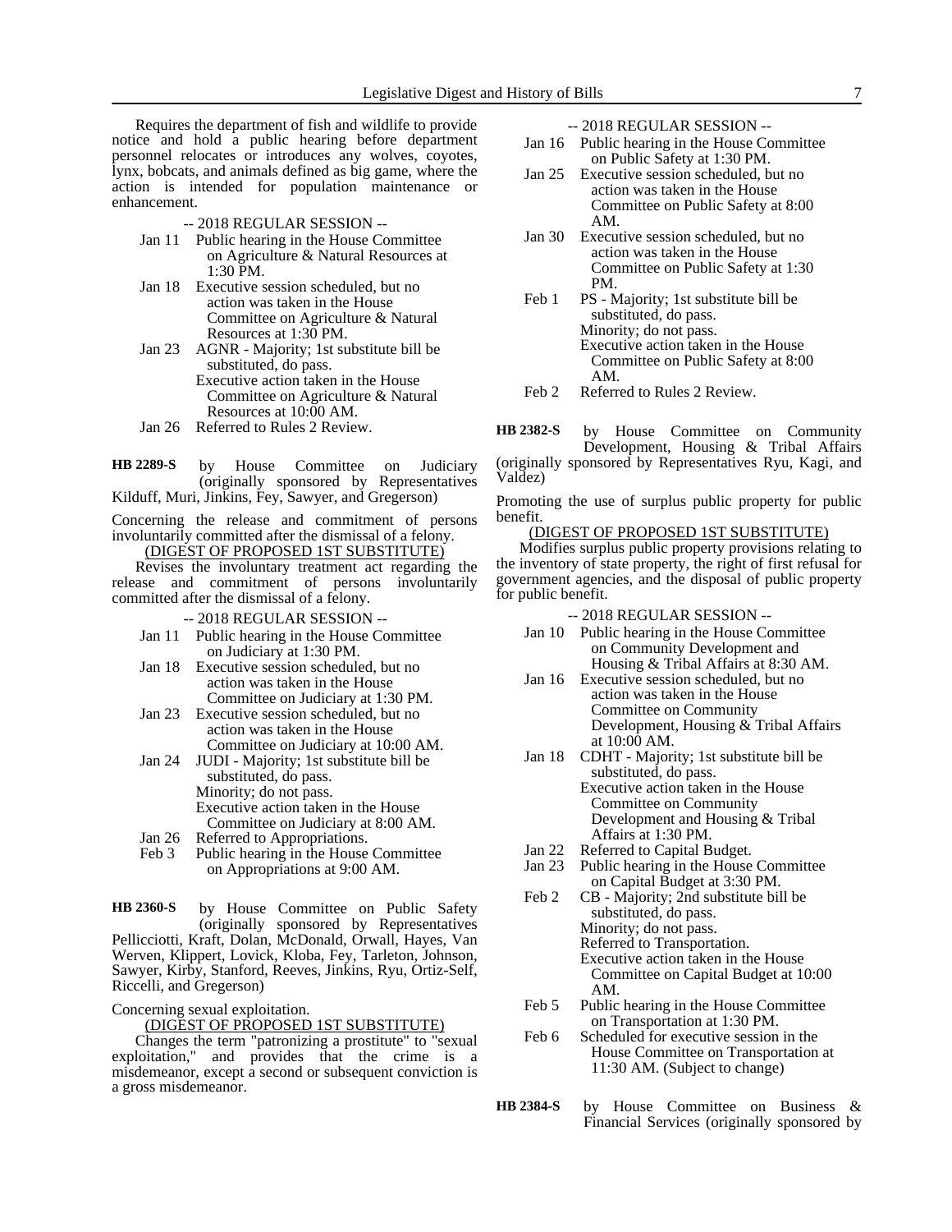Requires the department of fish and wildlife to provide notice and hold a public hearing before department personnel relocates or introduces any wolves, coyotes, lynx, bobcats, and animals defined as big game, where the action is intended for population maintenance or enhancement.

-- 2018 REGULAR SESSION --

- Jan 11 Public hearing in the House Committee on Agriculture & Natural Resources at 1:30 PM.
- Jan 18 Executive session scheduled, but no action was taken in the House Committee on Agriculture & Natural Resources at 1:30 PM.
- Jan 23 AGNR - Majority; 1st substitute bill be substituted, do pass. Executive action taken in the House Committee on Agriculture & Natural Resources at 10:00 AM.
- Jan 26 Referred to Rules 2 Review.

**HB 2289-S** by House Committee on Judiciary (originally sponsored by Representatives Kilduff, Muri, Jinkins, Fey, Sawyer, and Gregerson)

Concerning the release and commitment of persons involuntarily committed after the dismissal of a felony.

(DIGEST OF PROPOSED 1ST SUBSTITUTE)

Revises the involuntary treatment act regarding the release and commitment of persons involuntarily committed after the dismissal of a felony.

-- 2018 REGULAR SESSION --

- Jan 11 Public hearing in the House Committee on Judiciary at 1:30 PM.
- Jan 18 Executive session scheduled, but no action was taken in the House Committee on Judiciary at 1:30 PM.
- Jan 23 Executive session scheduled, but no action was taken in the House Committee on Judiciary at 10:00 AM.
- Jan 24 JUDI - Majority; 1st substitute bill be substituted, do pass. Minority; do not pass. Executive action taken in the House Committee on Judiciary at 8:00 AM.
- Jan 26 Referred to Appropriations.
- Feb 3 Public hearing in the House Committee on Appropriations at 9:00 AM.

**HB 2360-S** by House Committee on Public Safety (originally sponsored by Representatives Pellicciotti, Kraft, Dolan, McDonald, Orwall, Hayes, Van Werven, Klippert, Lovick, Kloba, Fey, Tarleton, Johnson, Sawyer, Kirby, Stanford, Reeves, Jinkins, Ryu, Ortiz-Self, Riccelli, and Gregerson)

Concerning sexual exploitation.

(DIGEST OF PROPOSED 1ST SUBSTITUTE)

Changes the term "patronizing a prostitute" to "sexual exploitation," and provides that the crime is a misdemeanor, except a second or subsequent conviction is a gross misdemeanor.

-- 2018 REGULAR SESSION --

- Jan 16 Public hearing in the House Committee on Public Safety at 1:30 PM.
- Jan 25 Executive session scheduled, but no action was taken in the House Committee on Public Safety at 8:00 AM.
- Jan 30 Executive session scheduled, but no action was taken in the House Committee on Public Safety at 1:30 PM.
- Feb 1 PS - Majority; 1st substitute bill be substituted, do pass. Minority; do not pass. Executive action taken in the House Committee on Public Safety at 8:00 AM.
- Feb 2 Referred to Rules 2 Review.

**HB 2382-S** by House Committee on Community Development, Housing & Tribal Affairs (originally sponsored by Representatives Ryu, Kagi, and Valdez)

Promoting the use of surplus public property for public benefit.

(DIGEST OF PROPOSED 1ST SUBSTITUTE)

Modifies surplus public property provisions relating to the inventory of state property, the right of first refusal for government agencies, and the disposal of public property for public benefit.

-- 2018 REGULAR SESSION --

- Jan 10 Public hearing in the House Committee on Community Development and Housing & Tribal Affairs at 8:30 AM.
- Jan 16 Executive session scheduled, but no action was taken in the House Committee on Community Development, Housing & Tribal Affairs at 10:00 AM.
- Jan 18 CDHT - Majority; 1st substitute bill be substituted, do pass. Executive action taken in the House Committee on Community Development and Housing & Tribal Affairs at 1:30 PM.
- Jan 22 Referred to Capital Budget.
- Jan 23 Public hearing in the House Committee on Capital Budget at 3:30 PM.
- Feb 2 CB - Majority; 2nd substitute bill be substituted, do pass. Minority; do not pass. Referred to Transportation. Executive action taken in the House Committee on Capital Budget at 10:00 AM.
- Feb 5 Public hearing in the House Committee on Transportation at 1:30 PM.
- Feb 6 Scheduled for executive session in the House Committee on Transportation at 11:30 AM. (Subject to change)

**HB 2384-S** by House Committee on Business & Financial Services (originally sponsored by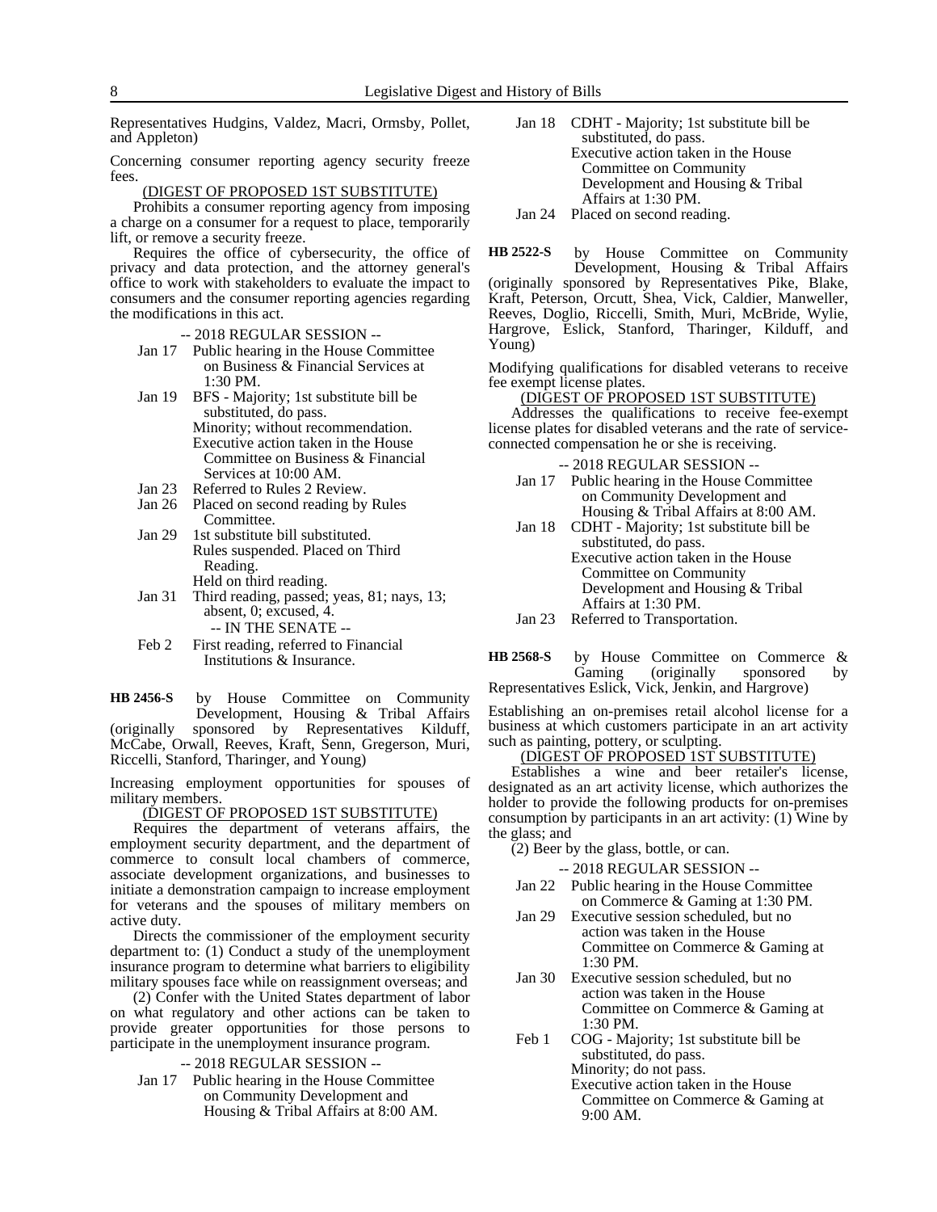Representatives Hudgins, Valdez, Macri, Ormsby, Pollet, and Appleton)

Concerning consumer reporting agency security freeze fees.

(DIGEST OF PROPOSED 1ST SUBSTITUTE)

Prohibits a consumer reporting agency from imposing a charge on a consumer for a request to place, temporarily lift, or remove a security freeze.

Requires the office of cybersecurity, the office of privacy and data protection, and the attorney general's office to work with stakeholders to evaluate the impact to consumers and the consumer reporting agencies regarding the modifications in this act.

-- 2018 REGULAR SESSION --

- Jan 17 Public hearing in the House Committee on Business & Financial Services at 1:30 PM.
- Jan 19 BFS - Majority; 1st substitute bill be substituted, do pass.
  Minority; without recommendation.
  Executive action taken in the House Committee on Business & Financial Services at 10:00 AM.
- Jan 23 Referred to Rules 2 Review.
- Jan 26 Placed on second reading by Rules Committee.
- Jan 29 1st substitute bill substituted.
  Rules suspended. Placed on Third Reading.
  Held on third reading.
- Jan 31 Third reading, passed; yeas, 81; nays, 13; absent, 0; excused, 4.

-- IN THE SENATE --

- Feb 2 First reading, referred to Financial Institutions & Insurance.

**HB 2456-S** by House Committee on Community Development, Housing & Tribal Affairs (originally sponsored by Representatives Kilduff, McCabe, Orwall, Reeves, Kraft, Senn, Gregerson, Muri, Riccelli, Stanford, Tharinger, and Young)

Increasing employment opportunities for spouses of military members.

(DIGEST OF PROPOSED 1ST SUBSTITUTE)

Requires the department of veterans affairs, the employment security department, and the department of commerce to consult local chambers of commerce, associate development organizations, and businesses to initiate a demonstration campaign to increase employment for veterans and the spouses of military members on active duty.

Directs the commissioner of the employment security department to: (1) Conduct a study of the unemployment insurance program to determine what barriers to eligibility military spouses face while on reassignment overseas; and

(2) Confer with the United States department of labor on what regulatory and other actions can be taken to provide greater opportunities for those persons to participate in the unemployment insurance program.

-- 2018 REGULAR SESSION --

- Jan 17 Public hearing in the House Committee on Community Development and Housing & Tribal Affairs at 8:00 AM.
- Jan 18 CDHT - Majority; 1st substitute bill be substituted, do pass.
  Executive action taken in the House Committee on Community Development and Housing & Tribal Affairs at 1:30 PM.
- Jan 24 Placed on second reading.

**HB 2522-S** by House Committee on Community Development, Housing & Tribal Affairs (originally sponsored by Representatives Pike, Blake, Kraft, Peterson, Orcutt, Shea, Vick, Caldier, Manweller, Reeves, Doglio, Riccelli, Smith, Muri, McBride, Wylie, Hargrove, Eslick, Stanford, Tharinger, Kilduff, and Young)

Modifying qualifications for disabled veterans to receive fee exempt license plates.

(DIGEST OF PROPOSED 1ST SUBSTITUTE)

Addresses the qualifications to receive fee-exempt license plates for disabled veterans and the rate of service-connected compensation he or she is receiving.

-- 2018 REGULAR SESSION --

- Jan 17 Public hearing in the House Committee on Community Development and Housing & Tribal Affairs at 8:00 AM.
- Jan 18 CDHT - Majority; 1st substitute bill be substituted, do pass.
  Executive action taken in the House Committee on Community Development and Housing & Tribal Affairs at 1:30 PM.
- Jan 23 Referred to Transportation.

**HB 2568-S** by House Committee on Commerce & Gaming (originally sponsored by Representatives Eslick, Vick, Jenkin, and Hargrove)

Establishing an on-premises retail alcohol license for a business at which customers participate in an art activity such as painting, pottery, or sculpting.

(DIGEST OF PROPOSED 1ST SUBSTITUTE)

Establishes a wine and beer retailer's license, designated as an art activity license, which authorizes the holder to provide the following products for on-premises consumption by participants in an art activity: (1) Wine by the glass; and

(2) Beer by the glass, bottle, or can.

-- 2018 REGULAR SESSION --

- Jan 22 Public hearing in the House Committee on Commerce & Gaming at 1:30 PM.
- Jan 29 Executive session scheduled, but no action was taken in the House Committee on Commerce & Gaming at 1:30 PM.
- Jan 30 Executive session scheduled, but no action was taken in the House Committee on Commerce & Gaming at 1:30 PM.
- Feb 1 COG - Majority; 1st substitute bill be substituted, do pass.
  Minority; do not pass.
  Executive action taken in the House Committee on Commerce & Gaming at 9:00 AM.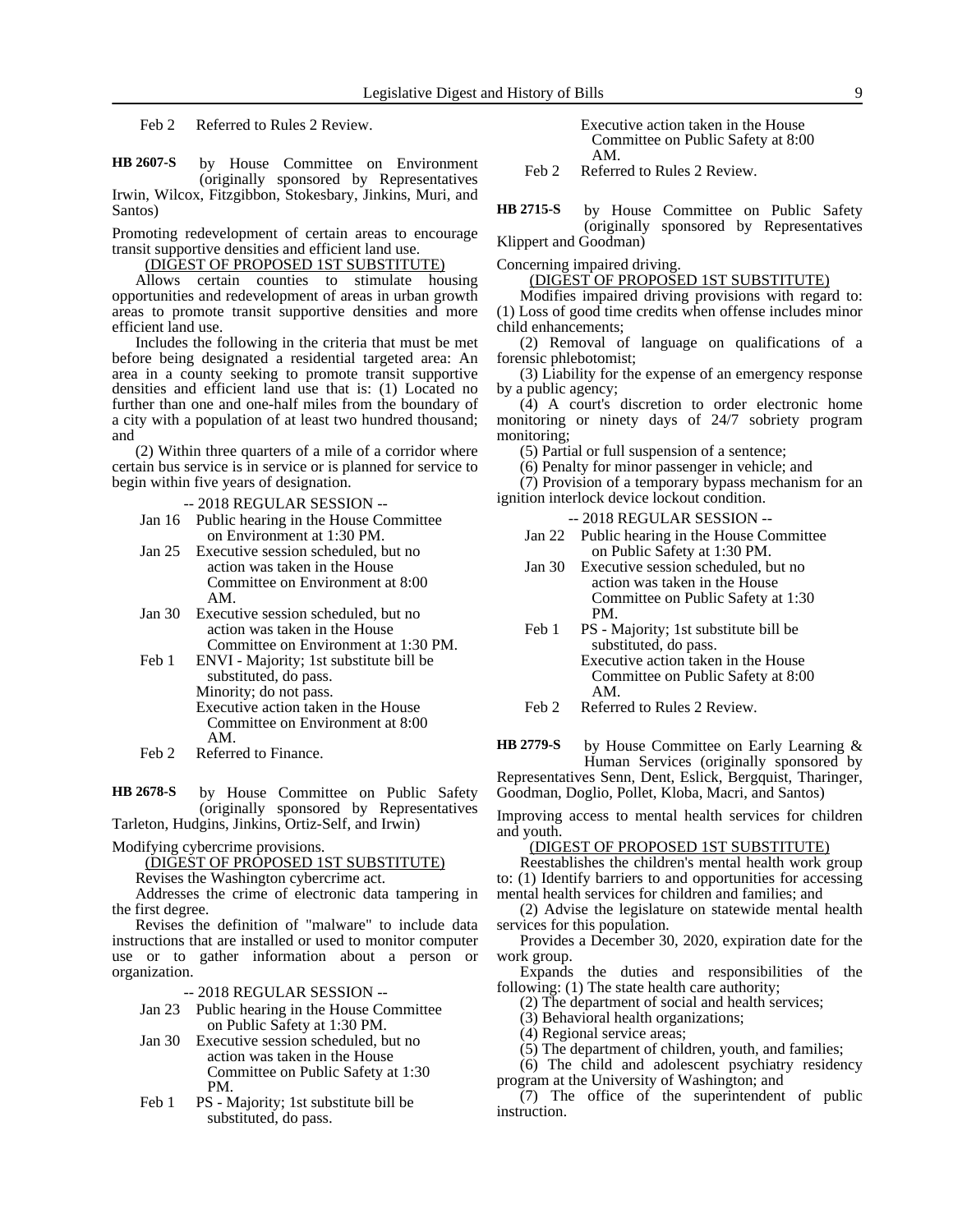Feb 2 Referred to Rules 2 Review.

**HB 2607-S** by House Committee on Environment (originally sponsored by Representatives Irwin, Wilcox, Fitzgibbon, Stokesbary, Jinkins, Muri, and Santos)

Promoting redevelopment of certain areas to encourage transit supportive densities and efficient land use.

(DIGEST OF PROPOSED 1ST SUBSTITUTE)

Allows certain counties to stimulate housing opportunities and redevelopment of areas in urban growth areas to promote transit supportive densities and more efficient land use.

Includes the following in the criteria that must be met before being designated a residential targeted area: An area in a county seeking to promote transit supportive densities and efficient land use that is: (1) Located no further than one and one-half miles from the boundary of a city with a population of at least two hundred thousand; and

(2) Within three quarters of a mile of a corridor where certain bus service is in service or is planned for service to begin within five years of designation.

-- 2018 REGULAR SESSION --

Jan 16 Public hearing in the House Committee on Environment at 1:30 PM.

Jan 25 Executive session scheduled, but no action was taken in the House Committee on Environment at 8:00 AM.

Jan 30 Executive session scheduled, but no action was taken in the House Committee on Environment at 1:30 PM.

Feb 1 ENVI - Majority; 1st substitute bill be substituted, do pass.
Minority; do not pass.
Executive action taken in the House Committee on Environment at 8:00 AM.

Feb 2 Referred to Finance.

**HB 2678-S** by House Committee on Public Safety (originally sponsored by Representatives Tarleton, Hudgins, Jinkins, Ortiz-Self, and Irwin)

Modifying cybercrime provisions.

(DIGEST OF PROPOSED 1ST SUBSTITUTE)

Revises the Washington cybercrime act.

Addresses the crime of electronic data tampering in the first degree.

Revises the definition of "malware" to include data instructions that are installed or used to monitor computer use or to gather information about a person or organization.

-- 2018 REGULAR SESSION --

Jan 23 Public hearing in the House Committee on Public Safety at 1:30 PM.

Jan 30 Executive session scheduled, but no action was taken in the House Committee on Public Safety at 1:30 PM.

Feb 1 PS - Majority; 1st substitute bill be substituted, do pass.
Executive action taken in the House Committee on Public Safety at 8:00 AM.

Feb 2 Referred to Rules 2 Review.

**HB 2715-S** by House Committee on Public Safety (originally sponsored by Representatives Klippert and Goodman)

Concerning impaired driving.

(DIGEST OF PROPOSED 1ST SUBSTITUTE)

Modifies impaired driving provisions with regard to: (1) Loss of good time credits when offense includes minor child enhancements;

(2) Removal of language on qualifications of a forensic phlebotomist;

(3) Liability for the expense of an emergency response by a public agency;

(4) A court's discretion to order electronic home monitoring or ninety days of 24/7 sobriety program monitoring;

(5) Partial or full suspension of a sentence;

(6) Penalty for minor passenger in vehicle; and

(7) Provision of a temporary bypass mechanism for an ignition interlock device lockout condition.

-- 2018 REGULAR SESSION --

Jan 22 Public hearing in the House Committee on Public Safety at 1:30 PM.

Jan 30 Executive session scheduled, but no action was taken in the House Committee on Public Safety at 1:30 PM.

Feb 1 PS - Majority; 1st substitute bill be substituted, do pass.
Executive action taken in the House Committee on Public Safety at 8:00 AM.

Feb 2 Referred to Rules 2 Review.

**HB 2779-S** by House Committee on Early Learning & Human Services (originally sponsored by Representatives Senn, Dent, Eslick, Bergquist, Tharinger, Goodman, Doglio, Pollet, Kloba, Macri, and Santos)

Improving access to mental health services for children and youth.

(DIGEST OF PROPOSED 1ST SUBSTITUTE)

Reestablishes the children's mental health work group to: (1) Identify barriers to and opportunities for accessing mental health services for children and families; and

(2) Advise the legislature on statewide mental health services for this population.

Provides a December 30, 2020, expiration date for the work group.

Expands the duties and responsibilities of the following: (1) The state health care authority;

(2) The department of social and health services;

(3) Behavioral health organizations;

(4) Regional service areas;

(5) The department of children, youth, and families;

(6) The child and adolescent psychiatry residency program at the University of Washington; and

(7) The office of the superintendent of public instruction.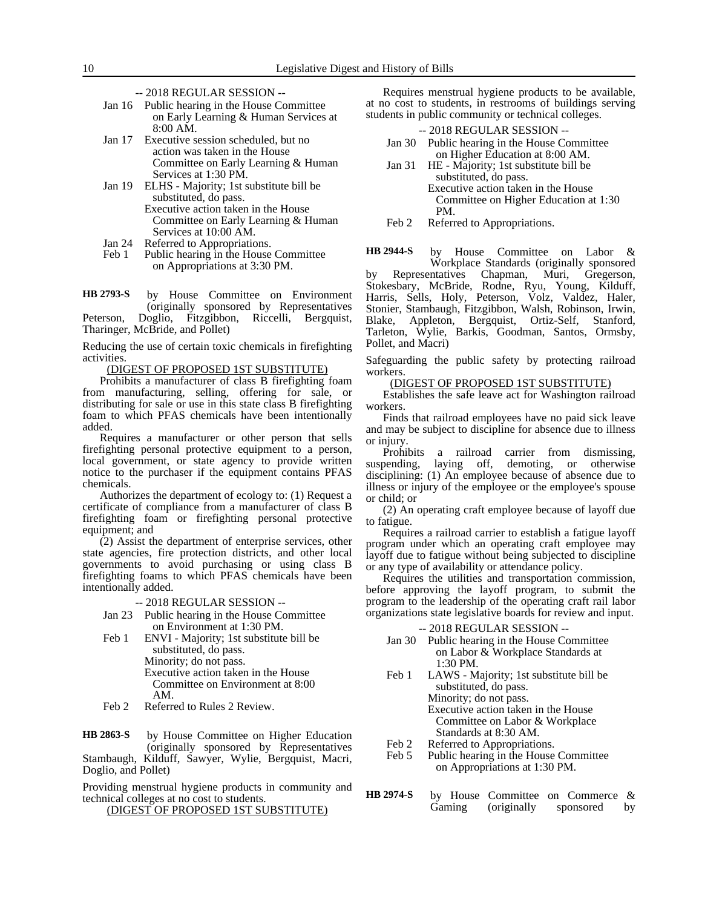-- 2018 REGULAR SESSION --

Jan 16 Public hearing in the House Committee on Early Learning & Human Services at 8:00 AM.

Jan 17 Executive session scheduled, but no action was taken in the House Committee on Early Learning & Human Services at 1:30 PM.

Jan 19 ELHS - Majority; 1st substitute bill be substituted, do pass.
Executive action taken in the House Committee on Early Learning & Human Services at 10:00 AM.

Jan 24 Referred to Appropriations.

Feb 1 Public hearing in the House Committee on Appropriations at 3:30 PM.

**HB 2793-S** by House Committee on Environment (originally sponsored by Representatives Peterson, Doglio, Fitzgibbon, Riccelli, Bergquist, Tharinger, McBride, and Pollet)

Reducing the use of certain toxic chemicals in firefighting activities.

(DIGEST OF PROPOSED 1ST SUBSTITUTE)

Prohibits a manufacturer of class B firefighting foam from manufacturing, selling, offering for sale, or distributing for sale or use in this state class B firefighting foam to which PFAS chemicals have been intentionally added.

Requires a manufacturer or other person that sells firefighting personal protective equipment to a person, local government, or state agency to provide written notice to the purchaser if the equipment contains PFAS chemicals.

Authorizes the department of ecology to: (1) Request a certificate of compliance from a manufacturer of class B firefighting foam or firefighting personal protective equipment; and

(2) Assist the department of enterprise services, other state agencies, fire protection districts, and other local governments to avoid purchasing or using class B firefighting foams to which PFAS chemicals have been intentionally added.

-- 2018 REGULAR SESSION --

Jan 23 Public hearing in the House Committee on Environment at 1:30 PM.

Feb 1 ENVI - Majority; 1st substitute bill be substituted, do pass.
Minority; do not pass.
Executive action taken in the House Committee on Environment at 8:00 AM.

Feb 2 Referred to Rules 2 Review.

**HB 2863-S** by House Committee on Higher Education (originally sponsored by Representatives Stambaugh, Kilduff, Sawyer, Wylie, Bergquist, Macri, Doglio, and Pollet)

Providing menstrual hygiene products in community and technical colleges at no cost to students.

(DIGEST OF PROPOSED 1ST SUBSTITUTE)

Requires menstrual hygiene products to be available, at no cost to students, in restrooms of buildings serving students in public community or technical colleges.

-- 2018 REGULAR SESSION --

Jan 30 Public hearing in the House Committee on Higher Education at 8:00 AM.

Jan 31 HE - Majority; 1st substitute bill be substituted, do pass.
Executive action taken in the House Committee on Higher Education at 1:30 PM.

Feb 2 Referred to Appropriations.

**HB 2944-S** by House Committee on Labor & Workplace Standards (originally sponsored by Representatives Chapman, Muri, Gregerson, Stokesbary, McBride, Rodne, Ryu, Young, Kilduff, Harris, Sells, Holy, Peterson, Volz, Valdez, Haler, Stonier, Stambaugh, Fitzgibbon, Walsh, Robinson, Irwin, Blake, Appleton, Bergquist, Ortiz-Self, Stanford, Tarleton, Wylie, Barkis, Goodman, Santos, Ormsby, Pollet, and Macri)

Safeguarding the public safety by protecting railroad workers.

(DIGEST OF PROPOSED 1ST SUBSTITUTE)

Establishes the safe leave act for Washington railroad workers.

Finds that railroad employees have no paid sick leave and may be subject to discipline for absence due to illness or injury.

Prohibits a railroad carrier from dismissing, suspending, laying off, demoting, or otherwise disciplining: (1) An employee because of absence due to illness or injury of the employee or the employee's spouse or child; or

(2) An operating craft employee because of layoff due to fatigue.

Requires a railroad carrier to establish a fatigue layoff program under which an operating craft employee may layoff due to fatigue without being subjected to discipline or any type of availability or attendance policy.

Requires the utilities and transportation commission, before approving the layoff program, to submit the program to the leadership of the operating craft rail labor organizations state legislative boards for review and input.

-- 2018 REGULAR SESSION --

Jan 30 Public hearing in the House Committee on Labor & Workplace Standards at 1:30 PM.

Feb 1 LAWS - Majority; 1st substitute bill be substituted, do pass.
Minority; do not pass.
Executive action taken in the House Committee on Labor & Workplace Standards at 8:30 AM.

Feb 2 Referred to Appropriations.

Feb 5 Public hearing in the House Committee on Appropriations at 1:30 PM.

**HB 2974-S** by House Committee on Commerce & Gaming (originally sponsored by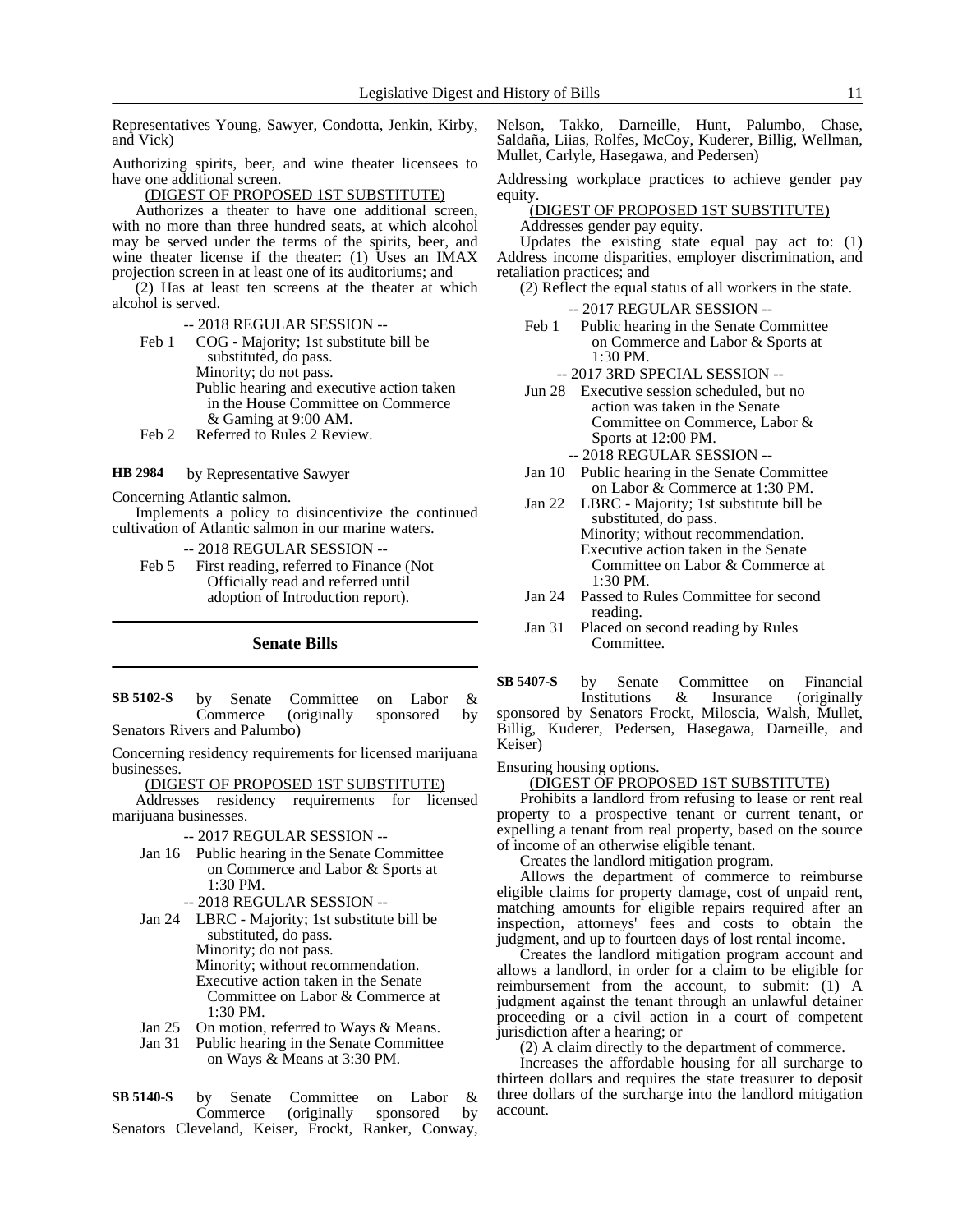Representatives Young, Sawyer, Condotta, Jenkin, Kirby, and Vick)

Authorizing spirits, beer, and wine theater licensees to have one additional screen.

(DIGEST OF PROPOSED 1ST SUBSTITUTE)

Authorizes a theater to have one additional screen, with no more than three hundred seats, at which alcohol may be served under the terms of the spirits, beer, and wine theater license if the theater: (1) Uses an IMAX projection screen in at least one of its auditoriums; and

(2) Has at least ten screens at the theater at which alcohol is served.

-- 2018 REGULAR SESSION --

Feb 1 COG - Majority; 1st substitute bill be substituted, do pass.
Minority; do not pass.
Public hearing and executive action taken in the House Committee on Commerce & Gaming at 9:00 AM.

Feb 2 Referred to Rules 2 Review.

**HB 2984** by Representative Sawyer

Concerning Atlantic salmon.

Implements a policy to disincentivize the continued cultivation of Atlantic salmon in our marine waters.

-- 2018 REGULAR SESSION --

Feb 5 First reading, referred to Finance (Not Officially read and referred until adoption of Introduction report).

## Senate Bills

**SB 5102-S** by Senate Committee on Labor & Commerce (originally sponsored by Senators Rivers and Palumbo)

Concerning residency requirements for licensed marijuana businesses.

(DIGEST OF PROPOSED 1ST SUBSTITUTE)

Addresses residency requirements for licensed marijuana businesses.

-- 2017 REGULAR SESSION --

Jan 16 Public hearing in the Senate Committee on Commerce and Labor & Sports at 1:30 PM.

-- 2018 REGULAR SESSION --

Jan 24 LBRC - Majority; 1st substitute bill be substituted, do pass.
Minority; do not pass.
Minority; without recommendation.
Executive action taken in the Senate Committee on Labor & Commerce at 1:30 PM.

Jan 25 On motion, referred to Ways & Means.

Jan 31 Public hearing in the Senate Committee on Ways & Means at 3:30 PM.

**SB 5140-S** by Senate Committee on Labor & Commerce (originally sponsored by Senators Cleveland, Keiser, Frockt, Ranker, Conway, Nelson, Takko, Darneille, Hunt, Palumbo, Chase, Saldaña, Liias, Rolfes, McCoy, Kuderer, Billig, Wellman, Mullet, Carlyle, Hasegawa, and Pedersen)

Addressing workplace practices to achieve gender pay equity.

(DIGEST OF PROPOSED 1ST SUBSTITUTE)

Addresses gender pay equity.

Updates the existing state equal pay act to: (1) Address income disparities, employer discrimination, and retaliation practices; and

(2) Reflect the equal status of all workers in the state.

-- 2017 REGULAR SESSION --

Feb 1 Public hearing in the Senate Committee on Commerce and Labor & Sports at 1:30 PM.

-- 2017 3RD SPECIAL SESSION --

Jun 28 Executive session scheduled, but no action was taken in the Senate Committee on Commerce, Labor & Sports at 12:00 PM.

-- 2018 REGULAR SESSION --

Jan 10 Public hearing in the Senate Committee on Labor & Commerce at 1:30 PM.

Jan 22 LBRC - Majority; 1st substitute bill be substituted, do pass.
Minority; without recommendation.
Executive action taken in the Senate Committee on Labor & Commerce at 1:30 PM.

Jan 24 Passed to Rules Committee for second reading.

Jan 31 Placed on second reading by Rules Committee.

**SB 5407-S** by Senate Committee on Financial Institutions & Insurance (originally sponsored by Senators Frockt, Miloscia, Walsh, Mullet, Billig, Kuderer, Pedersen, Hasegawa, Darneille, and Keiser)

Ensuring housing options.

(DIGEST OF PROPOSED 1ST SUBSTITUTE)

Prohibits a landlord from refusing to lease or rent real property to a prospective tenant or current tenant, or expelling a tenant from real property, based on the source of income of an otherwise eligible tenant.

Creates the landlord mitigation program.

Allows the department of commerce to reimburse eligible claims for property damage, cost of unpaid rent, matching amounts for eligible repairs required after an inspection, attorneys' fees and costs to obtain the judgment, and up to fourteen days of lost rental income.

Creates the landlord mitigation program account and allows a landlord, in order for a claim to be eligible for reimbursement from the account, to submit: (1) A judgment against the tenant through an unlawful detainer proceeding or a civil action in a court of competent jurisdiction after a hearing; or

(2) A claim directly to the department of commerce.

Increases the affordable housing for all surcharge to thirteen dollars and requires the state treasurer to deposit three dollars of the surcharge into the landlord mitigation account.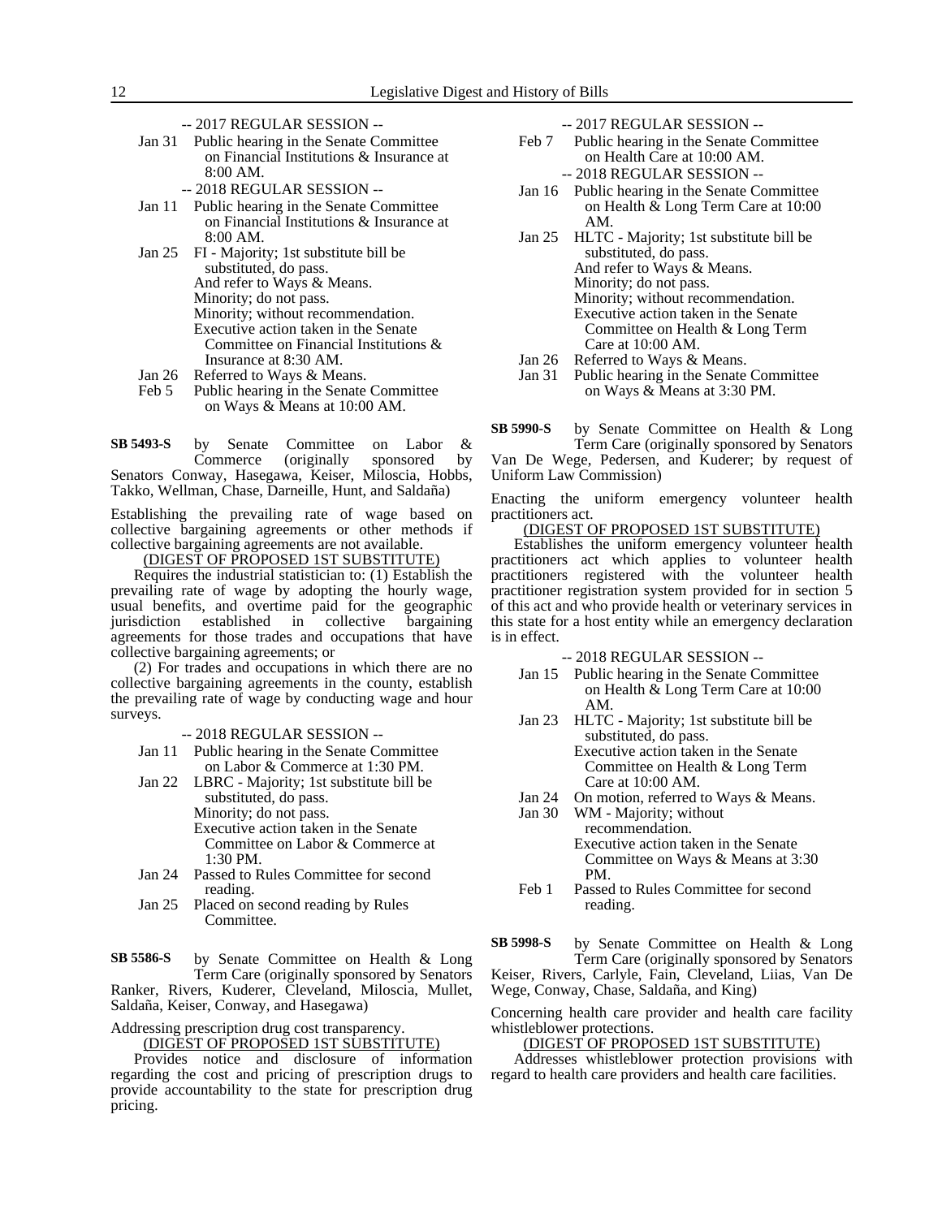-- 2017 REGULAR SESSION --

Jan 31 Public hearing in the Senate Committee on Financial Institutions & Insurance at 8:00 AM.

-- 2018 REGULAR SESSION --

Jan 11 Public hearing in the Senate Committee on Financial Institutions & Insurance at 8:00 AM.

Jan 25 FI - Majority; 1st substitute bill be substituted, do pass.
And refer to Ways & Means.
Minority; do not pass.
Minority; without recommendation.
Executive action taken in the Senate Committee on Financial Institutions & Insurance at 8:30 AM.

Jan 26 Referred to Ways & Means.

Feb 5 Public hearing in the Senate Committee on Ways & Means at 10:00 AM.

**SB 5493-S** by Senate Committee on Labor & Commerce (originally sponsored by Senators Conway, Hasegawa, Keiser, Miloscia, Hobbs, Takko, Wellman, Chase, Darneille, Hunt, and Saldaña)

Establishing the prevailing rate of wage based on collective bargaining agreements or other methods if collective bargaining agreements are not available.

(DIGEST OF PROPOSED 1ST SUBSTITUTE)

Requires the industrial statistician to: (1) Establish the prevailing rate of wage by adopting the hourly wage, usual benefits, and overtime paid for the geographic jurisdiction established in collective bargaining agreements for those trades and occupations that have collective bargaining agreements; or

(2) For trades and occupations in which there are no collective bargaining agreements in the county, establish the prevailing rate of wage by conducting wage and hour surveys.

-- 2018 REGULAR SESSION --

Jan 11 Public hearing in the Senate Committee on Labor & Commerce at 1:30 PM.

Jan 22 LBRC - Majority; 1st substitute bill be substituted, do pass.
Minority; do not pass.
Executive action taken in the Senate Committee on Labor & Commerce at 1:30 PM.

Jan 24 Passed to Rules Committee for second reading.

Jan 25 Placed on second reading by Rules Committee.

**SB 5586-S** by Senate Committee on Health & Long Term Care (originally sponsored by Senators Ranker, Rivers, Kuderer, Cleveland, Miloscia, Mullet, Saldaña, Keiser, Conway, and Hasegawa)

Addressing prescription drug cost transparency.

(DIGEST OF PROPOSED 1ST SUBSTITUTE)

Provides notice and disclosure of information regarding the cost and pricing of prescription drugs to provide accountability to the state for prescription drug pricing.

-- 2017 REGULAR SESSION --

Feb 7 Public hearing in the Senate Committee on Health Care at 10:00 AM.

-- 2018 REGULAR SESSION --

Jan 16 Public hearing in the Senate Committee on Health & Long Term Care at 10:00 AM.

Jan 25 HLTC - Majority; 1st substitute bill be substituted, do pass.
And refer to Ways & Means.
Minority; do not pass.
Minority; without recommendation.
Executive action taken in the Senate Committee on Health & Long Term Care at 10:00 AM.

Jan 26 Referred to Ways & Means.

Jan 31 Public hearing in the Senate Committee on Ways & Means at 3:30 PM.

**SB 5990-S** by Senate Committee on Health & Long Term Care (originally sponsored by Senators Van De Wege, Pedersen, and Kuderer; by request of Uniform Law Commission)

Enacting the uniform emergency volunteer health practitioners act.

(DIGEST OF PROPOSED 1ST SUBSTITUTE)

Establishes the uniform emergency volunteer health practitioners act which applies to volunteer health practitioners registered with the volunteer health practitioner registration system provided for in section 5 of this act and who provide health or veterinary services in this state for a host entity while an emergency declaration is in effect.

-- 2018 REGULAR SESSION --

Jan 15 Public hearing in the Senate Committee on Health & Long Term Care at 10:00 AM.

Jan 23 HLTC - Majority; 1st substitute bill be substituted, do pass.
Executive action taken in the Senate Committee on Health & Long Term Care at 10:00 AM.

Jan 24 On motion, referred to Ways & Means.

Jan 30 WM - Majority; without recommendation.
Executive action taken in the Senate Committee on Ways & Means at 3:30 PM.

Feb 1 Passed to Rules Committee for second reading.

**SB 5998-S** by Senate Committee on Health & Long Term Care (originally sponsored by Senators Keiser, Rivers, Carlyle, Fain, Cleveland, Liias, Van De Wege, Conway, Chase, Saldaña, and King)

Concerning health care provider and health care facility whistleblower protections.

(DIGEST OF PROPOSED 1ST SUBSTITUTE)

Addresses whistleblower protection provisions with regard to health care providers and health care facilities.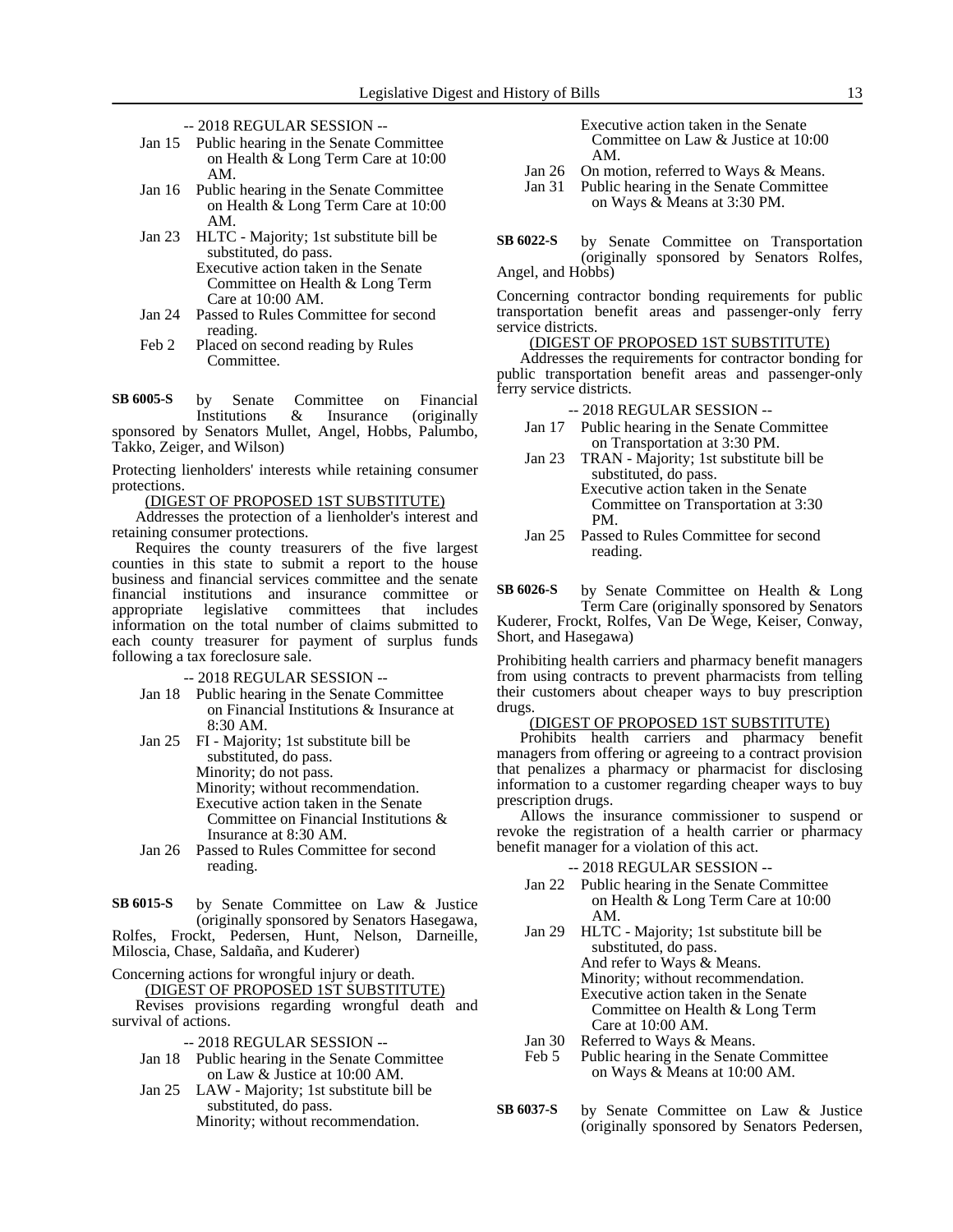-- 2018 REGULAR SESSION --

Jan 15 Public hearing in the Senate Committee on Health & Long Term Care at 10:00 AM.

Jan 16 Public hearing in the Senate Committee on Health & Long Term Care at 10:00 AM.

Jan 23 HLTC - Majority; 1st substitute bill be substituted, do pass.
Executive action taken in the Senate Committee on Health & Long Term Care at 10:00 AM.

Jan 24 Passed to Rules Committee for second reading.

Feb 2 Placed on second reading by Rules Committee.

**SB 6005-S** by Senate Committee on Financial Institutions & Insurance (originally sponsored by Senators Mullet, Angel, Hobbs, Palumbo, Takko, Zeiger, and Wilson)

Protecting lienholders' interests while retaining consumer protections.

(DIGEST OF PROPOSED 1ST SUBSTITUTE)

Addresses the protection of a lienholder's interest and retaining consumer protections.

Requires the county treasurers of the five largest counties in this state to submit a report to the house business and financial services committee and the senate financial institutions and insurance committee or appropriate legislative committees that includes information on the total number of claims submitted to each county treasurer for payment of surplus funds following a tax foreclosure sale.

-- 2018 REGULAR SESSION --

Jan 18 Public hearing in the Senate Committee on Financial Institutions & Insurance at 8:30 AM.

Jan 25 FI - Majority; 1st substitute bill be substituted, do pass.
Minority; do not pass.
Minority; without recommendation.
Executive action taken in the Senate Committee on Financial Institutions & Insurance at 8:30 AM.

Jan 26 Passed to Rules Committee for second reading.

**SB 6015-S** by Senate Committee on Law & Justice (originally sponsored by Senators Hasegawa, Rolfes, Frockt, Pedersen, Hunt, Nelson, Darneille, Miloscia, Chase, Saldaña, and Kuderer)

Concerning actions for wrongful injury or death.

(DIGEST OF PROPOSED 1ST SUBSTITUTE)

Revises provisions regarding wrongful death and survival of actions.

-- 2018 REGULAR SESSION --

Jan 18 Public hearing in the Senate Committee on Law & Justice at 10:00 AM.

Jan 25 LAW - Majority; 1st substitute bill be substituted, do pass.
Minority; without recommendation.
Executive action taken in the Senate Committee on Law & Justice at 10:00 AM.

Jan 26 On motion, referred to Ways & Means.

Jan 31 Public hearing in the Senate Committee on Ways & Means at 3:30 PM.

**SB 6022-S** by Senate Committee on Transportation (originally sponsored by Senators Rolfes, Angel, and Hobbs)

Concerning contractor bonding requirements for public transportation benefit areas and passenger-only ferry service districts.

(DIGEST OF PROPOSED 1ST SUBSTITUTE)

Addresses the requirements for contractor bonding for public transportation benefit areas and passenger-only ferry service districts.

-- 2018 REGULAR SESSION --

Jan 17 Public hearing in the Senate Committee on Transportation at 3:30 PM.

Jan 23 TRAN - Majority; 1st substitute bill be substituted, do pass.
Executive action taken in the Senate Committee on Transportation at 3:30 PM.

Jan 25 Passed to Rules Committee for second reading.

**SB 6026-S** by Senate Committee on Health & Long Term Care (originally sponsored by Senators Kuderer, Frockt, Rolfes, Van De Wege, Keiser, Conway, Short, and Hasegawa)

Prohibiting health carriers and pharmacy benefit managers from using contracts to prevent pharmacists from telling their customers about cheaper ways to buy prescription drugs.

(DIGEST OF PROPOSED 1ST SUBSTITUTE)

Prohibits health carriers and pharmacy benefit managers from offering or agreeing to a contract provision that penalizes a pharmacy or pharmacist for disclosing information to a customer regarding cheaper ways to buy prescription drugs.

Allows the insurance commissioner to suspend or revoke the registration of a health carrier or pharmacy benefit manager for a violation of this act.

-- 2018 REGULAR SESSION --

Jan 22 Public hearing in the Senate Committee on Health & Long Term Care at 10:00 AM.

Jan 29 HLTC - Majority; 1st substitute bill be substituted, do pass.
And refer to Ways & Means.
Minority; without recommendation.
Executive action taken in the Senate Committee on Health & Long Term Care at 10:00 AM.

Jan 30 Referred to Ways & Means.

Feb 5 Public hearing in the Senate Committee on Ways & Means at 10:00 AM.

**SB 6037-S** by Senate Committee on Law & Justice (originally sponsored by Senators Pedersen,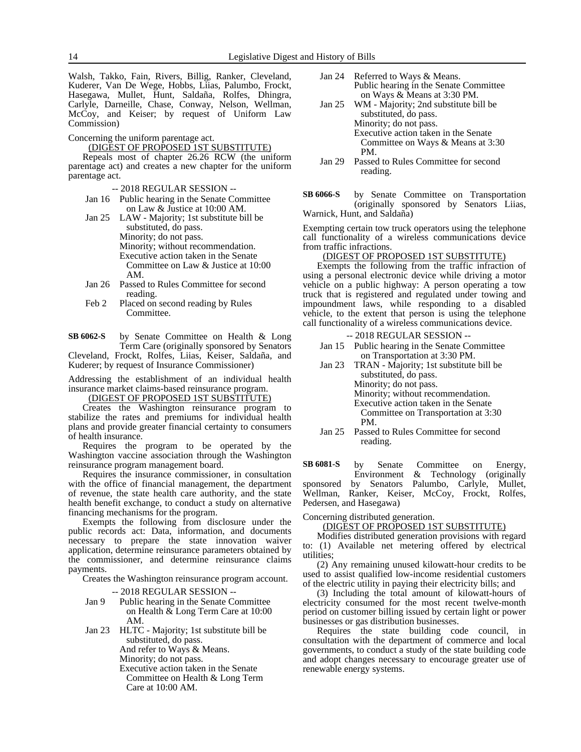Walsh, Takko, Fain, Rivers, Billig, Ranker, Cleveland, Kuderer, Van De Wege, Hobbs, Liias, Palumbo, Frockt, Hasegawa, Mullet, Hunt, Saldaña, Rolfes, Dhingra, Carlyle, Darneille, Chase, Conway, Nelson, Wellman, McCoy, and Keiser; by request of Uniform Law Commission)

Concerning the uniform parentage act.

(DIGEST OF PROPOSED 1ST SUBSTITUTE)

Repeals most of chapter 26.26 RCW (the uniform parentage act) and creates a new chapter for the uniform parentage act.

-- 2018 REGULAR SESSION --

- Jan 16 Public hearing in the Senate Committee on Law & Justice at 10:00 AM.
- Jan 25 LAW - Majority; 1st substitute bill be substituted, do pass.
  Minority; do not pass.
  Minority; without recommendation.
  Executive action taken in the Senate Committee on Law & Justice at 10:00 AM.
- Jan 26 Passed to Rules Committee for second reading.
- Feb 2 Placed on second reading by Rules Committee.

**SB 6062-S** by Senate Committee on Health & Long Term Care (originally sponsored by Senators Cleveland, Frockt, Rolfes, Liias, Keiser, Saldaña, and Kuderer; by request of Insurance Commissioner)

Addressing the establishment of an individual health insurance market claims-based reinsurance program.

(DIGEST OF PROPOSED 1ST SUBSTITUTE)

Creates the Washington reinsurance program to stabilize the rates and premiums for individual health plans and provide greater financial certainty to consumers of health insurance.

Requires the program to be operated by the Washington vaccine association through the Washington reinsurance program management board.

Requires the insurance commissioner, in consultation with the office of financial management, the department of revenue, the state health care authority, and the state health benefit exchange, to conduct a study on alternative financing mechanisms for the program.

Exempts the following from disclosure under the public records act: Data, information, and documents necessary to prepare the state innovation waiver application, determine reinsurance parameters obtained by the commissioner, and determine reinsurance claims payments.

Creates the Washington reinsurance program account.

-- 2018 REGULAR SESSION --

- Jan 9 Public hearing in the Senate Committee on Health & Long Term Care at 10:00 AM.
- Jan 23 HLTC - Majority; 1st substitute bill be substituted, do pass.
  And refer to Ways & Means.
  Minority; do not pass.
  Executive action taken in the Senate Committee on Health & Long Term Care at 10:00 AM.
- Jan 24 Referred to Ways & Means.
  Public hearing in the Senate Committee on Ways & Means at 3:30 PM.
- Jan 25 WM - Majority; 2nd substitute bill be substituted, do pass.
  Minority; do not pass.
  Executive action taken in the Senate Committee on Ways & Means at 3:30 PM.
- Jan 29 Passed to Rules Committee for second reading.

**SB 6066-S** by Senate Committee on Transportation (originally sponsored by Senators Liias, Warnick, Hunt, and Saldaña)

Exempting certain tow truck operators using the telephone call functionality of a wireless communications device from traffic infractions.

(DIGEST OF PROPOSED 1ST SUBSTITUTE)

Exempts the following from the traffic infraction of using a personal electronic device while driving a motor vehicle on a public highway: A person operating a tow truck that is registered and regulated under towing and impoundment laws, while responding to a disabled vehicle, to the extent that person is using the telephone call functionality of a wireless communications device.

-- 2018 REGULAR SESSION --

- Jan 15 Public hearing in the Senate Committee on Transportation at 3:30 PM.
- Jan 23 TRAN - Majority; 1st substitute bill be substituted, do pass.
  Minority; do not pass.
  Minority; without recommendation.
  Executive action taken in the Senate Committee on Transportation at 3:30 PM.
- Jan 25 Passed to Rules Committee for second reading.

**SB 6081-S** by Senate Committee on Energy, Environment & Technology (originally sponsored by Senators Palumbo, Carlyle, Mullet, Wellman, Ranker, Keiser, McCoy, Frockt, Rolfes, Pedersen, and Hasegawa)

Concerning distributed generation.

(DIGEST OF PROPOSED 1ST SUBSTITUTE)

Modifies distributed generation provisions with regard to: (1) Available net metering offered by electrical utilities;

(2) Any remaining unused kilowatt-hour credits to be used to assist qualified low-income residential customers of the electric utility in paying their electricity bills; and

(3) Including the total amount of kilowatt-hours of electricity consumed for the most recent twelve-month period on customer billing issued by certain light or power businesses or gas distribution businesses.

Requires the state building code council, in consultation with the department of commerce and local governments, to conduct a study of the state building code and adopt changes necessary to encourage greater use of renewable energy systems.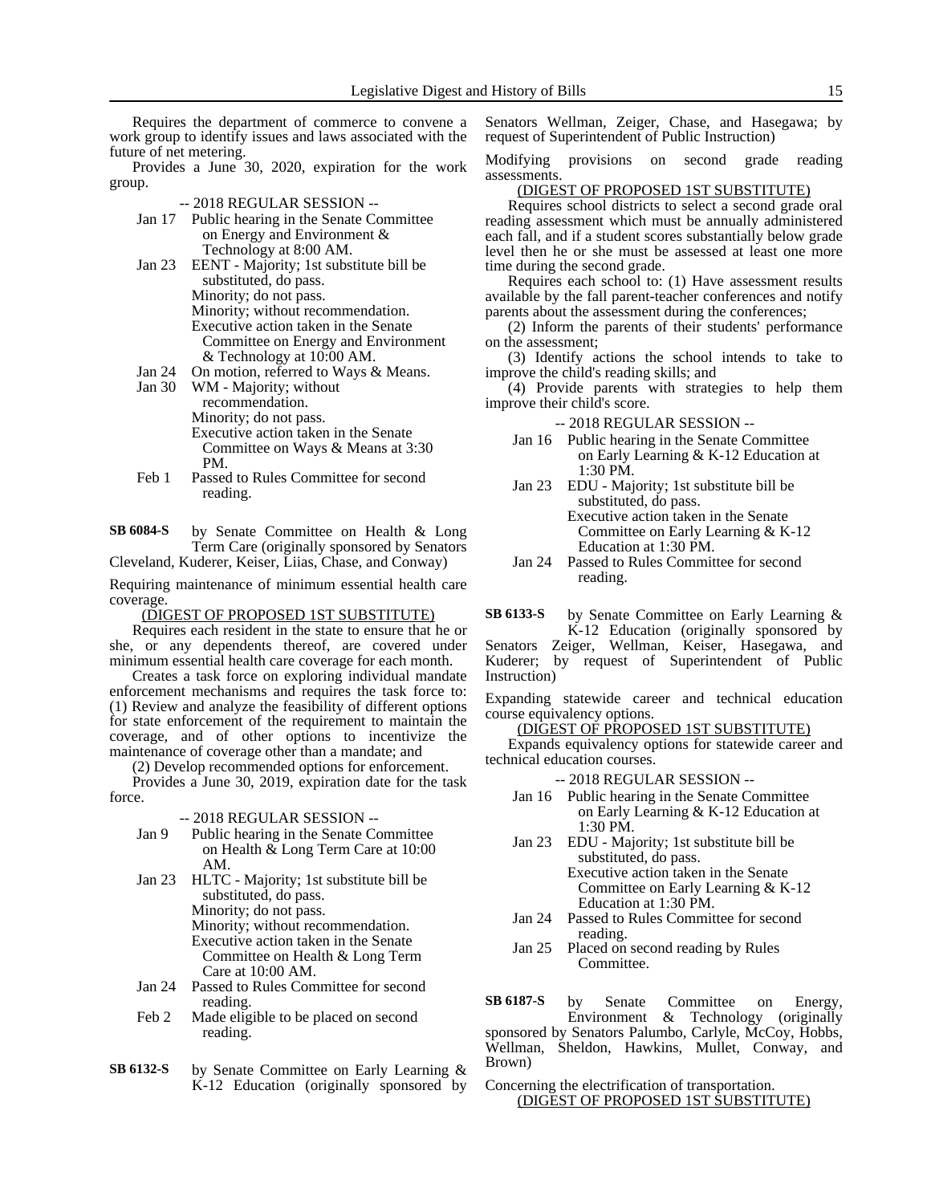Requires the department of commerce to convene a work group to identify issues and laws associated with the future of net metering.

Provides a June 30, 2020, expiration for the work group.

-- 2018 REGULAR SESSION --

Jan 17 Public hearing in the Senate Committee on Energy and Environment & Technology at 8:00 AM.

Jan 23 EENT - Majority; 1st substitute bill be substituted, do pass.
Minority; do not pass.
Minority; without recommendation.
Executive action taken in the Senate Committee on Energy and Environment & Technology at 10:00 AM.

Jan 24 On motion, referred to Ways & Means.

Jan 30 WM - Majority; without recommendation.
Minority; do not pass.
Executive action taken in the Senate Committee on Ways & Means at 3:30 PM.

Feb 1 Passed to Rules Committee for second reading.

**SB 6084-S** by Senate Committee on Health & Long Term Care (originally sponsored by Senators Cleveland, Kuderer, Keiser, Liias, Chase, and Conway)

Requiring maintenance of minimum essential health care coverage.

(DIGEST OF PROPOSED 1ST SUBSTITUTE)

Requires each resident in the state to ensure that he or she, or any dependents thereof, are covered under minimum essential health care coverage for each month.

Creates a task force on exploring individual mandate enforcement mechanisms and requires the task force to: (1) Review and analyze the feasibility of different options for state enforcement of the requirement to maintain the coverage, and of other options to incentivize the maintenance of coverage other than a mandate; and

(2) Develop recommended options for enforcement.

Provides a June 30, 2019, expiration date for the task force.

-- 2018 REGULAR SESSION --

Jan 9 Public hearing in the Senate Committee on Health & Long Term Care at 10:00 AM.

Jan 23 HLTC - Majority; 1st substitute bill be substituted, do pass.
Minority; do not pass.
Minority; without recommendation.
Executive action taken in the Senate Committee on Health & Long Term Care at 10:00 AM.

Jan 24 Passed to Rules Committee for second reading.

Feb 2 Made eligible to be placed on second reading.

**SB 6132-S** by Senate Committee on Early Learning & K-12 Education (originally sponsored by Senators Wellman, Zeiger, Chase, and Hasegawa; by request of Superintendent of Public Instruction)

Modifying provisions on second grade reading assessments.

(DIGEST OF PROPOSED 1ST SUBSTITUTE)

Requires school districts to select a second grade oral reading assessment which must be annually administered each fall, and if a student scores substantially below grade level then he or she must be assessed at least one more time during the second grade.

Requires each school to: (1) Have assessment results available by the fall parent-teacher conferences and notify parents about the assessment during the conferences;

(2) Inform the parents of their students' performance on the assessment;

(3) Identify actions the school intends to take to improve the child's reading skills; and

(4) Provide parents with strategies to help them improve their child's score.

-- 2018 REGULAR SESSION --

Jan 16 Public hearing in the Senate Committee on Early Learning & K-12 Education at 1:30 PM.

Jan 23 EDU - Majority; 1st substitute bill be substituted, do pass.
Executive action taken in the Senate Committee on Early Learning & K-12 Education at 1:30 PM.

Jan 24 Passed to Rules Committee for second reading.

**SB 6133-S** by Senate Committee on Early Learning & K-12 Education (originally sponsored by Senators Zeiger, Wellman, Keiser, Hasegawa, and Kuderer; by request of Superintendent of Public Instruction)

Expanding statewide career and technical education course equivalency options.

(DIGEST OF PROPOSED 1ST SUBSTITUTE)

Expands equivalency options for statewide career and technical education courses.

-- 2018 REGULAR SESSION --

Jan 16 Public hearing in the Senate Committee on Early Learning & K-12 Education at 1:30 PM.

Jan 23 EDU - Majority; 1st substitute bill be substituted, do pass.
Executive action taken in the Senate Committee on Early Learning & K-12 Education at 1:30 PM.

Jan 24 Passed to Rules Committee for second reading.

Jan 25 Placed on second reading by Rules Committee.

**SB 6187-S** by Senate Committee on Energy, Environment & Technology (originally sponsored by Senators Palumbo, Carlyle, McCoy, Hobbs, Wellman, Sheldon, Hawkins, Mullet, Conway, and Brown)

Concerning the electrification of transportation.

(DIGEST OF PROPOSED 1ST SUBSTITUTE)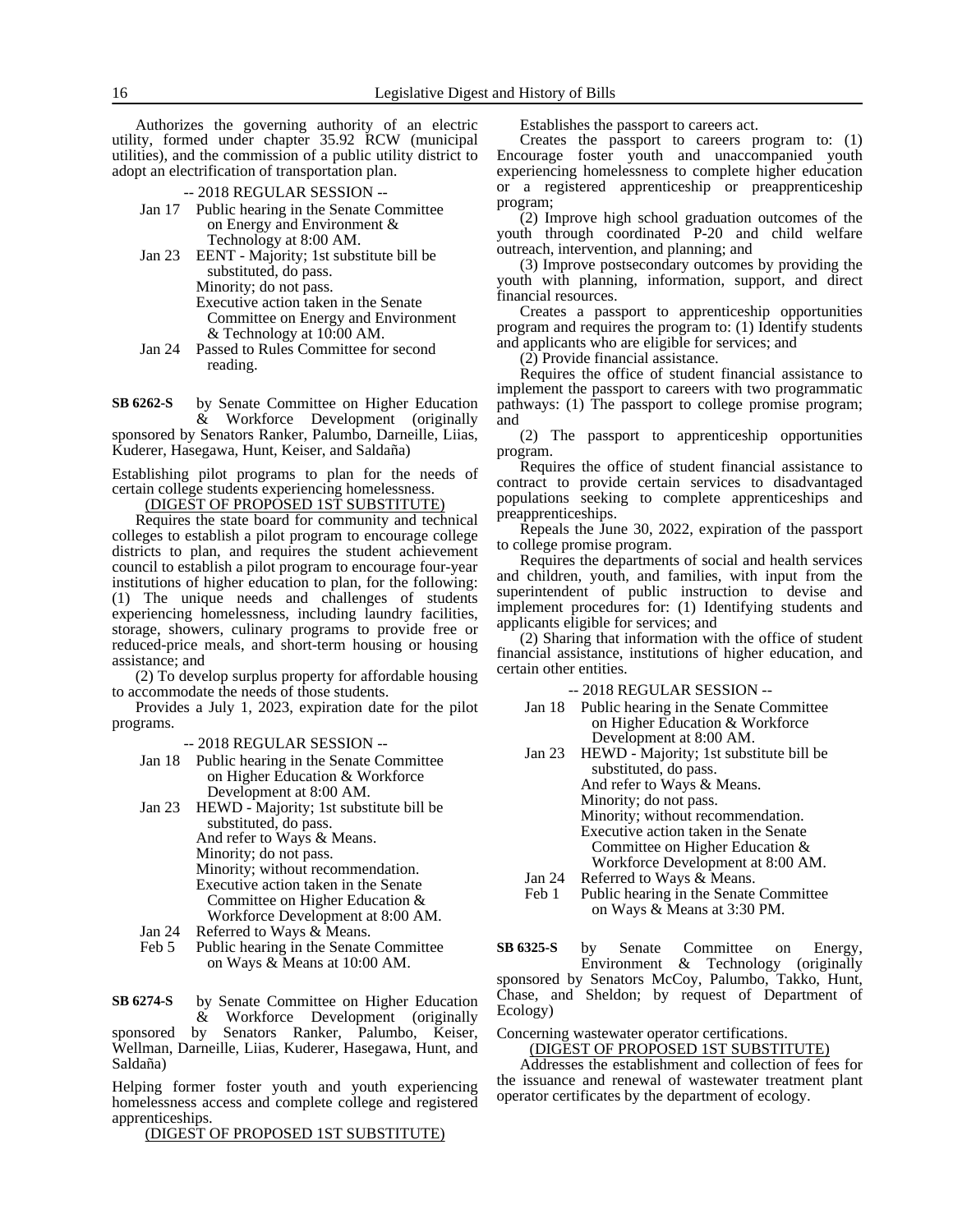Authorizes the governing authority of an electric utility, formed under chapter 35.92 RCW (municipal utilities), and the commission of a public utility district to adopt an electrification of transportation plan.

-- 2018 REGULAR SESSION --

Jan 17 Public hearing in the Senate Committee on Energy and Environment & Technology at 8:00 AM.

Jan 23 EENT - Majority; 1st substitute bill be substituted, do pass.
Minority; do not pass.
Executive action taken in the Senate Committee on Energy and Environment & Technology at 10:00 AM.

Jan 24 Passed to Rules Committee for second reading.

**SB 6262-S** by Senate Committee on Higher Education & Workforce Development (originally sponsored by Senators Ranker, Palumbo, Darneille, Liias, Kuderer, Hasegawa, Hunt, Keiser, and Saldaña)

Establishing pilot programs to plan for the needs of certain college students experiencing homelessness.

(DIGEST OF PROPOSED 1ST SUBSTITUTE)

Requires the state board for community and technical colleges to establish a pilot program to encourage college districts to plan, and requires the student achievement council to establish a pilot program to encourage four-year institutions of higher education to plan, for the following: (1) The unique needs and challenges of students experiencing homelessness, including laundry facilities, storage, showers, culinary programs to provide free or reduced-price meals, and short-term housing or housing assistance; and

(2) To develop surplus property for affordable housing to accommodate the needs of those students.

Provides a July 1, 2023, expiration date for the pilot programs.

-- 2018 REGULAR SESSION --

Jan 18 Public hearing in the Senate Committee on Higher Education & Workforce Development at 8:00 AM.

Jan 23 HEWD - Majority; 1st substitute bill be substituted, do pass.
And refer to Ways & Means.
Minority; do not pass.
Minority; without recommendation.
Executive action taken in the Senate Committee on Higher Education & Workforce Development at 8:00 AM.

Jan 24 Referred to Ways & Means.

Feb 5 Public hearing in the Senate Committee on Ways & Means at 10:00 AM.

**SB 6274-S** by Senate Committee on Higher Education & Workforce Development (originally sponsored by Senators Ranker, Palumbo, Keiser, Wellman, Darneille, Liias, Kuderer, Hasegawa, Hunt, and Saldaña)

Helping former foster youth and youth experiencing homelessness access and complete college and registered apprenticeships.

(DIGEST OF PROPOSED 1ST SUBSTITUTE)

Establishes the passport to careers act.

Creates the passport to careers program to: (1) Encourage foster youth and unaccompanied youth experiencing homelessness to complete higher education or a registered apprenticeship or preapprenticeship program;

(2) Improve high school graduation outcomes of the youth through coordinated P-20 and child welfare outreach, intervention, and planning; and

(3) Improve postsecondary outcomes by providing the youth with planning, information, support, and direct financial resources.

Creates a passport to apprenticeship opportunities program and requires the program to: (1) Identify students and applicants who are eligible for services; and

(2) Provide financial assistance.

Requires the office of student financial assistance to implement the passport to careers with two programmatic pathways: (1) The passport to college promise program; and

(2) The passport to apprenticeship opportunities program.

Requires the office of student financial assistance to contract to provide certain services to disadvantaged populations seeking to complete apprenticeships and preapprenticeships.

Repeals the June 30, 2022, expiration of the passport to college promise program.

Requires the departments of social and health services and children, youth, and families, with input from the superintendent of public instruction to devise and implement procedures for: (1) Identifying students and applicants eligible for services; and

(2) Sharing that information with the office of student financial assistance, institutions of higher education, and certain other entities.

-- 2018 REGULAR SESSION --

Jan 18 Public hearing in the Senate Committee on Higher Education & Workforce Development at 8:00 AM.

Jan 23 HEWD - Majority; 1st substitute bill be substituted, do pass.
And refer to Ways & Means.
Minority; do not pass.
Minority; without recommendation.
Executive action taken in the Senate Committee on Higher Education & Workforce Development at 8:00 AM.

Jan 24 Referred to Ways & Means.

Feb 1 Public hearing in the Senate Committee on Ways & Means at 3:30 PM.

**SB 6325-S** by Senate Committee on Energy, Environment & Technology (originally sponsored by Senators McCoy, Palumbo, Takko, Hunt, Chase, and Sheldon; by request of Department of Ecology)

Concerning wastewater operator certifications.

(DIGEST OF PROPOSED 1ST SUBSTITUTE)

Addresses the establishment and collection of fees for the issuance and renewal of wastewater treatment plant operator certificates by the department of ecology.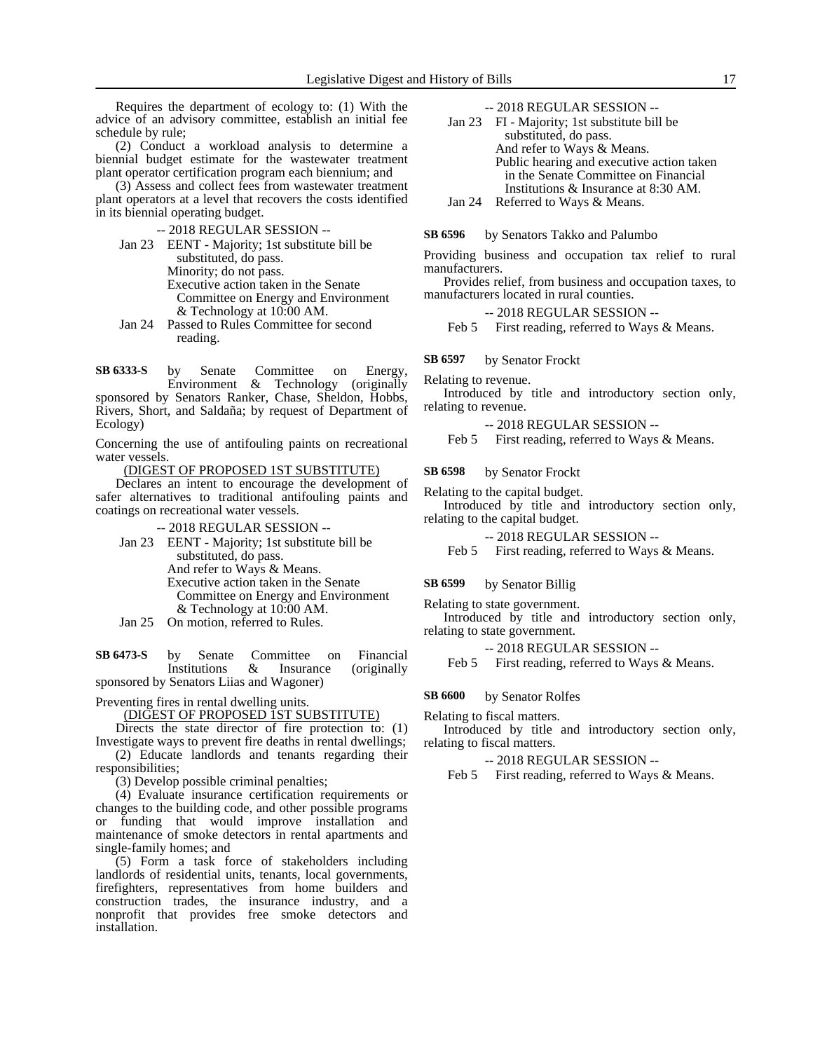Requires the department of ecology to: (1) With the advice of an advisory committee, establish an initial fee schedule by rule;

(2) Conduct a workload analysis to determine a biennial budget estimate for the wastewater treatment plant operator certification program each biennium; and

(3) Assess and collect fees from wastewater treatment plant operators at a level that recovers the costs identified in its biennial operating budget.

-- 2018 REGULAR SESSION --

Jan 23 EENT - Majority; 1st substitute bill be substituted, do pass.
Minority; do not pass.
Executive action taken in the Senate Committee on Energy and Environment & Technology at 10:00 AM.

Jan 24 Passed to Rules Committee for second reading.

**SB 6333-S** by Senate Committee on Energy, Environment & Technology (originally sponsored by Senators Ranker, Chase, Sheldon, Hobbs, Rivers, Short, and Saldaña; by request of Department of Ecology)

Concerning the use of antifouling paints on recreational water vessels.

(DIGEST OF PROPOSED 1ST SUBSTITUTE)

Declares an intent to encourage the development of safer alternatives to traditional antifouling paints and coatings on recreational water vessels.

-- 2018 REGULAR SESSION --

Jan 23 EENT - Majority; 1st substitute bill be substituted, do pass.
And refer to Ways & Means.
Executive action taken in the Senate Committee on Energy and Environment & Technology at 10:00 AM.

Jan 25 On motion, referred to Rules.

**SB 6473-S** by Senate Committee on Financial Institutions & Insurance (originally sponsored by Senators Liias and Wagoner)

Preventing fires in rental dwelling units.

(DIGEST OF PROPOSED 1ST SUBSTITUTE)

Directs the state director of fire protection to: (1) Investigate ways to prevent fire deaths in rental dwellings;

(2) Educate landlords and tenants regarding their responsibilities;

(3) Develop possible criminal penalties;

(4) Evaluate insurance certification requirements or changes to the building code, and other possible programs or funding that would improve installation and maintenance of smoke detectors in rental apartments and single-family homes; and

(5) Form a task force of stakeholders including landlords of residential units, tenants, local governments, firefighters, representatives from home builders and construction trades, the insurance industry, and a nonprofit that provides free smoke detectors and installation.

-- 2018 REGULAR SESSION --

Jan 23 FI - Majority; 1st substitute bill be substituted, do pass.
And refer to Ways & Means.
Public hearing and executive action taken in the Senate Committee on Financial Institutions & Insurance at 8:30 AM.

Jan 24 Referred to Ways & Means.

**SB 6596** by Senators Takko and Palumbo

Providing business and occupation tax relief to rural manufacturers.

Provides relief, from business and occupation taxes, to manufacturers located in rural counties.

-- 2018 REGULAR SESSION --

Feb 5 First reading, referred to Ways & Means.

**SB 6597** by Senator Frockt

Relating to revenue.

Introduced by title and introductory section only, relating to revenue.

-- 2018 REGULAR SESSION --

Feb 5 First reading, referred to Ways & Means.

**SB 6598** by Senator Frockt

Relating to the capital budget.

Introduced by title and introductory section only, relating to the capital budget.

-- 2018 REGULAR SESSION --

Feb 5 First reading, referred to Ways & Means.

**SB 6599** by Senator Billig

Relating to state government.

Introduced by title and introductory section only, relating to state government.

-- 2018 REGULAR SESSION --

Feb 5 First reading, referred to Ways & Means.

**SB 6600** by Senator Rolfes

Relating to fiscal matters.

Introduced by title and introductory section only, relating to fiscal matters.

-- 2018 REGULAR SESSION --

Feb 5 First reading, referred to Ways & Means.